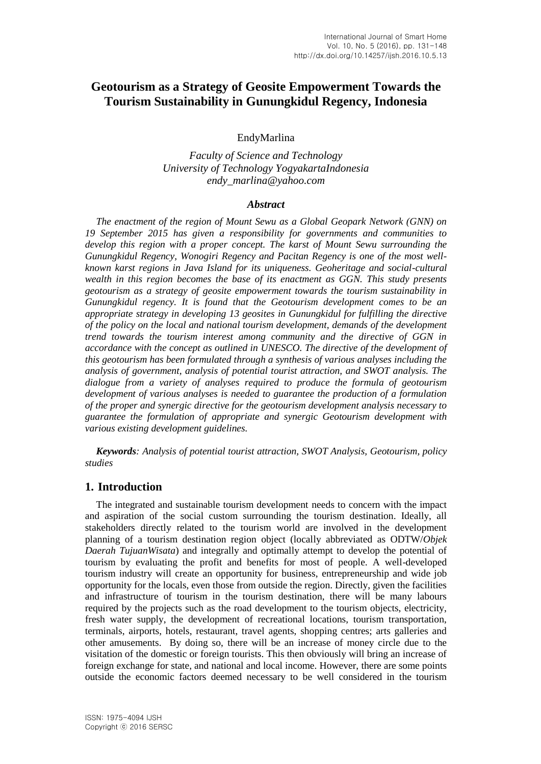# Geotourism as a Strategy of Geosite Empowerment Towards the Tourism Sustainability in Gunungkidul Regency, Indonesia

EndyMarlina

*Faculty of Science and Technology*
*University of Technology YogyakartaIndonesia*
*endy_marlina@yahoo.com*

### *Abstract*

*The enactment of the region of Mount Sewu as a Global Geopark Network (GNN) on 19 September 2015 has given a responsibility for governments and communities to develop this region with a proper concept. The karst of Mount Sewu surrounding the Gunungkidul Regency, Wonogiri Regency and Pacitan Regency is one of the most well-known karst regions in Java Island for its uniqueness. Geoheritage and social-cultural wealth in this region becomes the base of its enactment as GGN. This study presents geotourism as a strategy of geosite empowerment towards the tourism sustainability in Gunungkidul regency. It is found that the Geotourism development comes to be an appropriate strategy in developing 13 geosites in Gunungkidul for fulfilling the directive of the policy on the local and national tourism development, demands of the development trend towards the tourism interest among community and the directive of GGN in accordance with the concept as outlined in UNESCO. The directive of the development of this geotourism has been formulated through a synthesis of various analyses including the analysis of government, analysis of potential tourist attraction, and SWOT analysis. The dialogue from a variety of analyses required to produce the formula of geotourism development of various analyses is needed to guarantee the production of a formulation of the proper and synergic directive for the geotourism development analysis necessary to guarantee the formulation of appropriate and synergic Geotourism development with various existing development guidelines.*

***Keywords****: Analysis of potential tourist attraction, SWOT Analysis, Geotourism, policy studies*

## 1. Introduction

The integrated and sustainable tourism development needs to concern with the impact and aspiration of the social custom surrounding the tourism destination. Ideally, all stakeholders directly related to the tourism world are involved in the development planning of a tourism destination region object (locally abbreviated as ODTW/*Objek Daerah TujuanWisata*) and integrally and optimally attempt to develop the potential of tourism by evaluating the profit and benefits for most of people. A well-developed tourism industry will create an opportunity for business, entrepreneurship and wide job opportunity for the locals, even those from outside the region. Directly, given the facilities and infrastructure of tourism in the tourism destination, there will be many labours required by the projects such as the road development to the tourism objects, electricity, fresh water supply, the development of recreational locations, tourism transportation, terminals, airports, hotels, restaurant, travel agents, shopping centres; arts galleries and other amusements. By doing so, there will be an increase of money circle due to the visitation of the domestic or foreign tourists. This then obviously will bring an increase of foreign exchange for state, and national and local income. However, there are some points outside the economic factors deemed necessary to be well considered in the tourism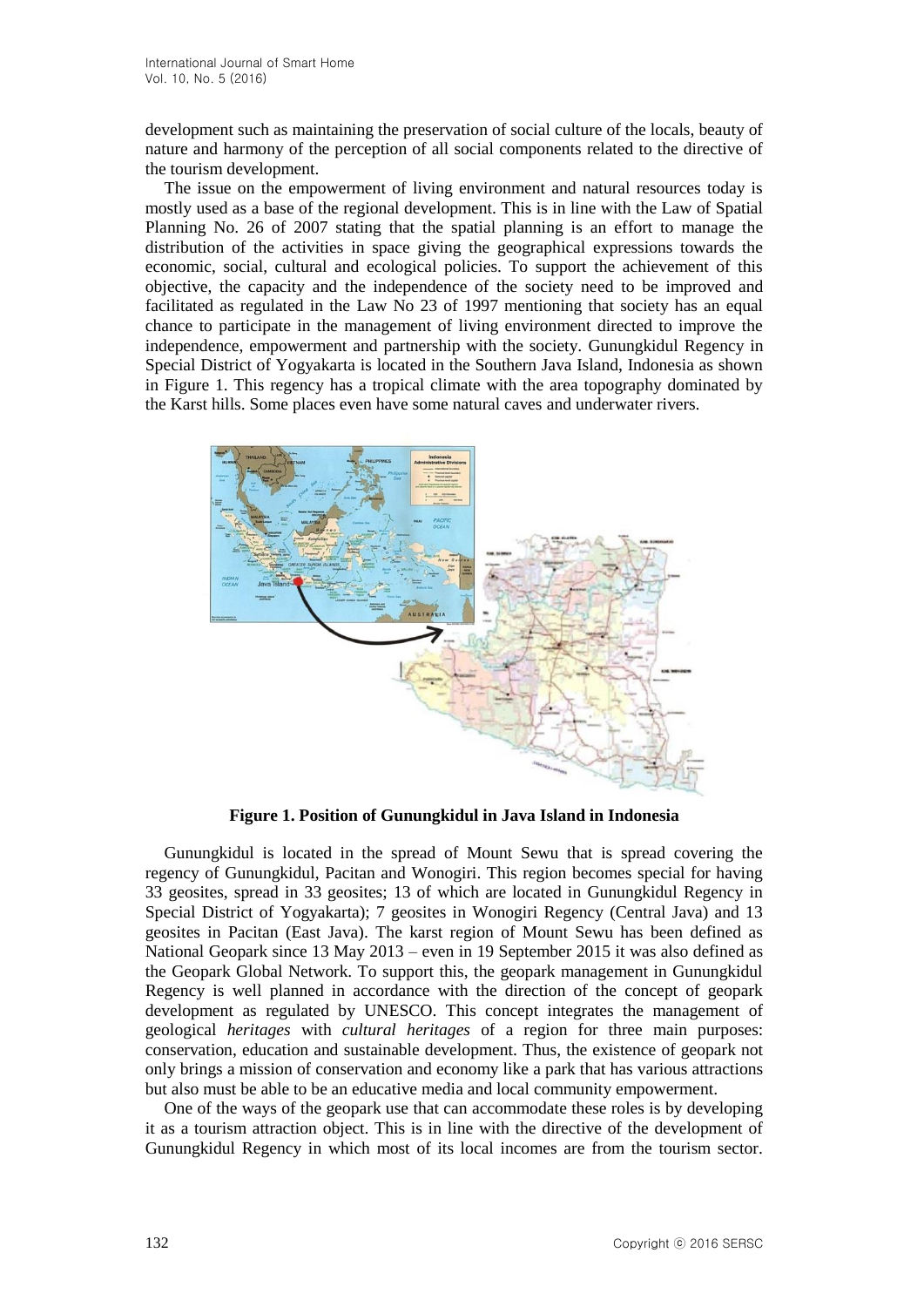development such as maintaining the preservation of social culture of the locals, beauty of nature and harmony of the perception of all social components related to the directive of the tourism development.

The issue on the empowerment of living environment and natural resources today is mostly used as a base of the regional development. This is in line with the Law of Spatial Planning No. 26 of 2007 stating that the spatial planning is an effort to manage the distribution of the activities in space giving the geographical expressions towards the economic, social, cultural and ecological policies. To support the achievement of this objective, the capacity and the independence of the society need to be improved and facilitated as regulated in the Law No 23 of 1997 mentioning that society has an equal chance to participate in the management of living environment directed to improve the independence, empowerment and partnership with the society. Gunungkidul Regency in Special District of Yogyakarta is located in the Southern Java Island, Indonesia as shown in Figure 1. This regency has a tropical climate with the area topography dominated by the Karst hills. Some places even have some natural caves and underwater rivers.

**Figure 1. Position of Gunungkidul in Java Island in Indonesia**

Gunungkidul is located in the spread of Mount Sewu that is spread covering the regency of Gunungkidul, Pacitan and Wonogiri. This region becomes special for having 33 geosites, spread in 33 geosites; 13 of which are located in Gunungkidul Regency in Special District of Yogyakarta); 7 geosites in Wonogiri Regency (Central Java) and 13 geosites in Pacitan (East Java). The karst region of Mount Sewu has been defined as National Geopark since 13 May 2013 – even in 19 September 2015 it was also defined as the Geopark Global Network. To support this, the geopark management in Gunungkidul Regency is well planned in accordance with the direction of the concept of geopark development as regulated by UNESCO. This concept integrates the management of geological *heritages* with *cultural heritages* of a region for three main purposes: conservation, education and sustainable development. Thus, the existence of geopark not only brings a mission of conservation and economy like a park that has various attractions but also must be able to be an educative media and local community empowerment.

One of the ways of the geopark use that can accommodate these roles is by developing it as a tourism attraction object. This is in line with the directive of the development of Gunungkidul Regency in which most of its local incomes are from the tourism sector.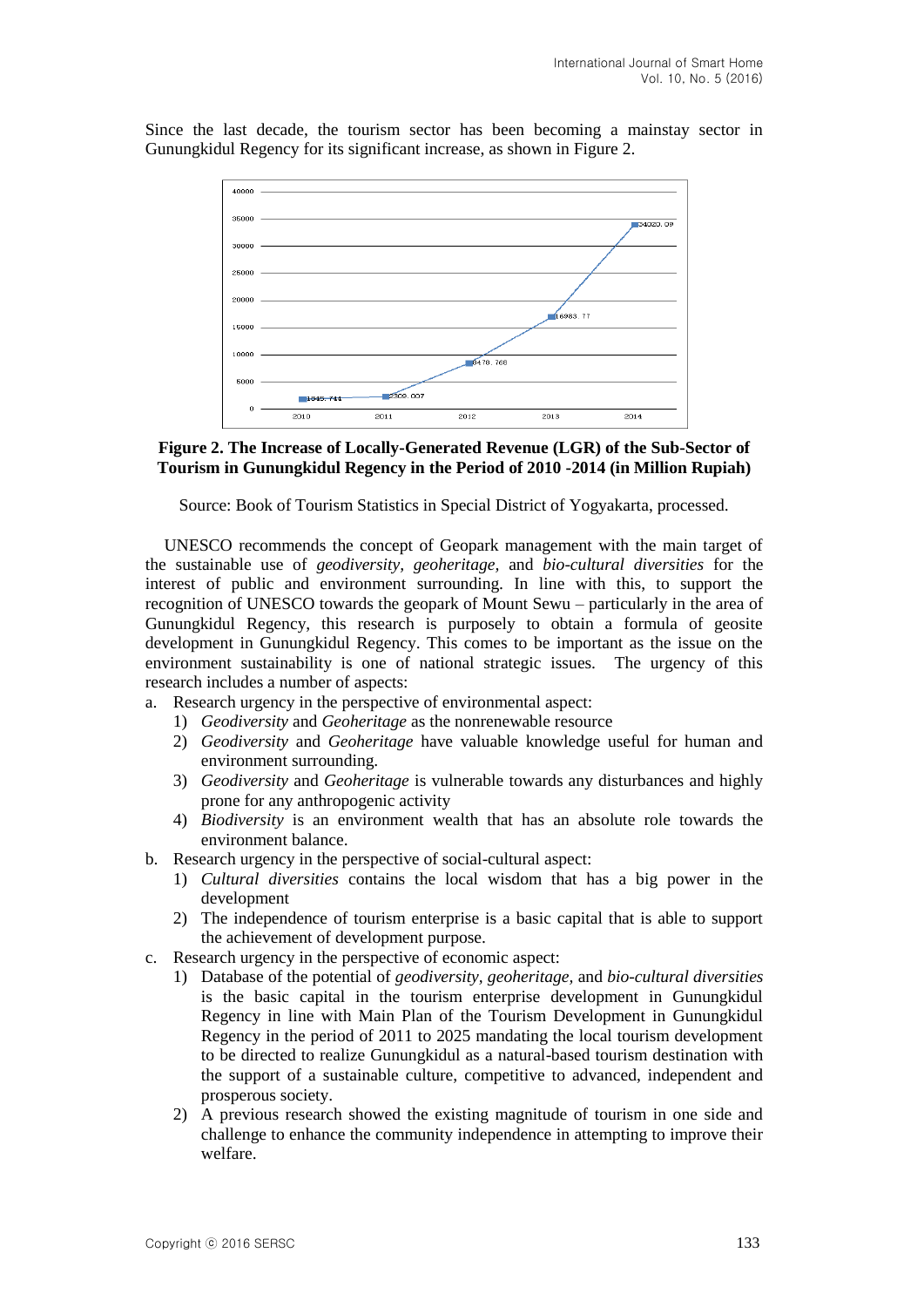Since the last decade, the tourism sector has been becoming a mainstay sector in Gunungkidul Regency for its significant increase, as shown in Figure 2.

**Figure 2. The Increase of Locally-Generated Revenue (LGR) of the Sub-Sector of Tourism in Gunungkidul Regency in the Period of 2010 -2014 (in Million Rupiah)**

Source: Book of Tourism Statistics in Special District of Yogyakarta, processed.

UNESCO recommends the concept of Geopark management with the main target of the sustainable use of *geodiversity, geoheritage,* and *bio-cultural diversities* for the interest of public and environment surrounding. In line with this, to support the recognition of UNESCO towards the geopark of Mount Sewu – particularly in the area of Gunungkidul Regency, this research is purposely to obtain a formula of geosite development in Gunungkidul Regency. This comes to be important as the issue on the environment sustainability is one of national strategic issues. The urgency of this research includes a number of aspects:

a. Research urgency in the perspective of environmental aspect:
   1) *Geodiversity* and *Geoheritage* as the nonrenewable resource
   2) *Geodiversity* and *Geoheritage* have valuable knowledge useful for human and environment surrounding.
   3) *Geodiversity* and *Geoheritage* is vulnerable towards any disturbances and highly prone for any anthropogenic activity
   4) *Biodiversity* is an environment wealth that has an absolute role towards the environment balance.
b. Research urgency in the perspective of social-cultural aspect:
   1) *Cultural diversities* contains the local wisdom that has a big power in the development
   2) The independence of tourism enterprise is a basic capital that is able to support the achievement of development purpose.
c. Research urgency in the perspective of economic aspect:
   1) Database of the potential of *geodiversity*, *geoheritage*, and *bio-cultural diversities* is the basic capital in the tourism enterprise development in Gunungkidul Regency in line with Main Plan of the Tourism Development in Gunungkidul Regency in the period of 2011 to 2025 mandating the local tourism development to be directed to realize Gunungkidul as a natural-based tourism destination with the support of a sustainable culture, competitive to advanced, independent and prosperous society.
   2) A previous research showed the existing magnitude of tourism in one side and challenge to enhance the community independence in attempting to improve their welfare.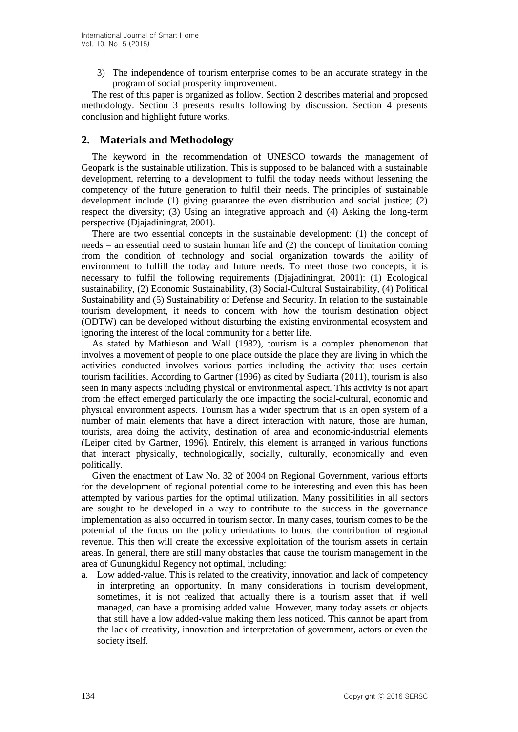3) The independence of tourism enterprise comes to be an accurate strategy in the program of social prosperity improvement.

The rest of this paper is organized as follow. Section 2 describes material and proposed methodology. Section 3 presents results following by discussion. Section 4 presents conclusion and highlight future works.

## 2. Materials and Methodology

The keyword in the recommendation of UNESCO towards the management of Geopark is the sustainable utilization. This is supposed to be balanced with a sustainable development, referring to a development to fulfil the today needs without lessening the competency of the future generation to fulfil their needs. The principles of sustainable development include (1) giving guarantee the even distribution and social justice; (2) respect the diversity; (3) Using an integrative approach and (4) Asking the long-term perspective (Djajadiningrat, 2001).

There are two essential concepts in the sustainable development: (1) the concept of needs – an essential need to sustain human life and (2) the concept of limitation coming from the condition of technology and social organization towards the ability of environment to fulfill the today and future needs. To meet those two concepts, it is necessary to fulfil the following requirements (Djajadiningrat, 2001): (1) Ecological sustainability, (2) Economic Sustainability, (3) Social-Cultural Sustainability, (4) Political Sustainability and (5) Sustainability of Defense and Security. In relation to the sustainable tourism development, it needs to concern with how the tourism destination object (ODTW) can be developed without disturbing the existing environmental ecosystem and ignoring the interest of the local community for a better life.

As stated by Mathieson and Wall (1982), tourism is a complex phenomenon that involves a movement of people to one place outside the place they are living in which the activities conducted involves various parties including the activity that uses certain tourism facilities. According to Gartner (1996) as cited by Sudiarta (2011), tourism is also seen in many aspects including physical or environmental aspect. This activity is not apart from the effect emerged particularly the one impacting the social-cultural, economic and physical environment aspects. Tourism has a wider spectrum that is an open system of a number of main elements that have a direct interaction with nature, those are human, tourists, area doing the activity, destination of area and economic-industrial elements (Leiper cited by Gartner, 1996). Entirely, this element is arranged in various functions that interact physically, technologically, socially, culturally, economically and even politically.

Given the enactment of Law No. 32 of 2004 on Regional Government, various efforts for the development of regional potential come to be interesting and even this has been attempted by various parties for the optimal utilization. Many possibilities in all sectors are sought to be developed in a way to contribute to the success in the governance implementation as also occurred in tourism sector. In many cases, tourism comes to be the potential of the focus on the policy orientations to boost the contribution of regional revenue. This then will create the excessive exploitation of the tourism assets in certain areas. In general, there are still many obstacles that cause the tourism management in the area of Gunungkidul Regency not optimal, including:

a. Low added-value. This is related to the creativity, innovation and lack of competency in interpreting an opportunity. In many considerations in tourism development, sometimes, it is not realized that actually there is a tourism asset that, if well managed, can have a promising added value. However, many today assets or objects that still have a low added-value making them less noticed. This cannot be apart from the lack of creativity, innovation and interpretation of government, actors or even the society itself.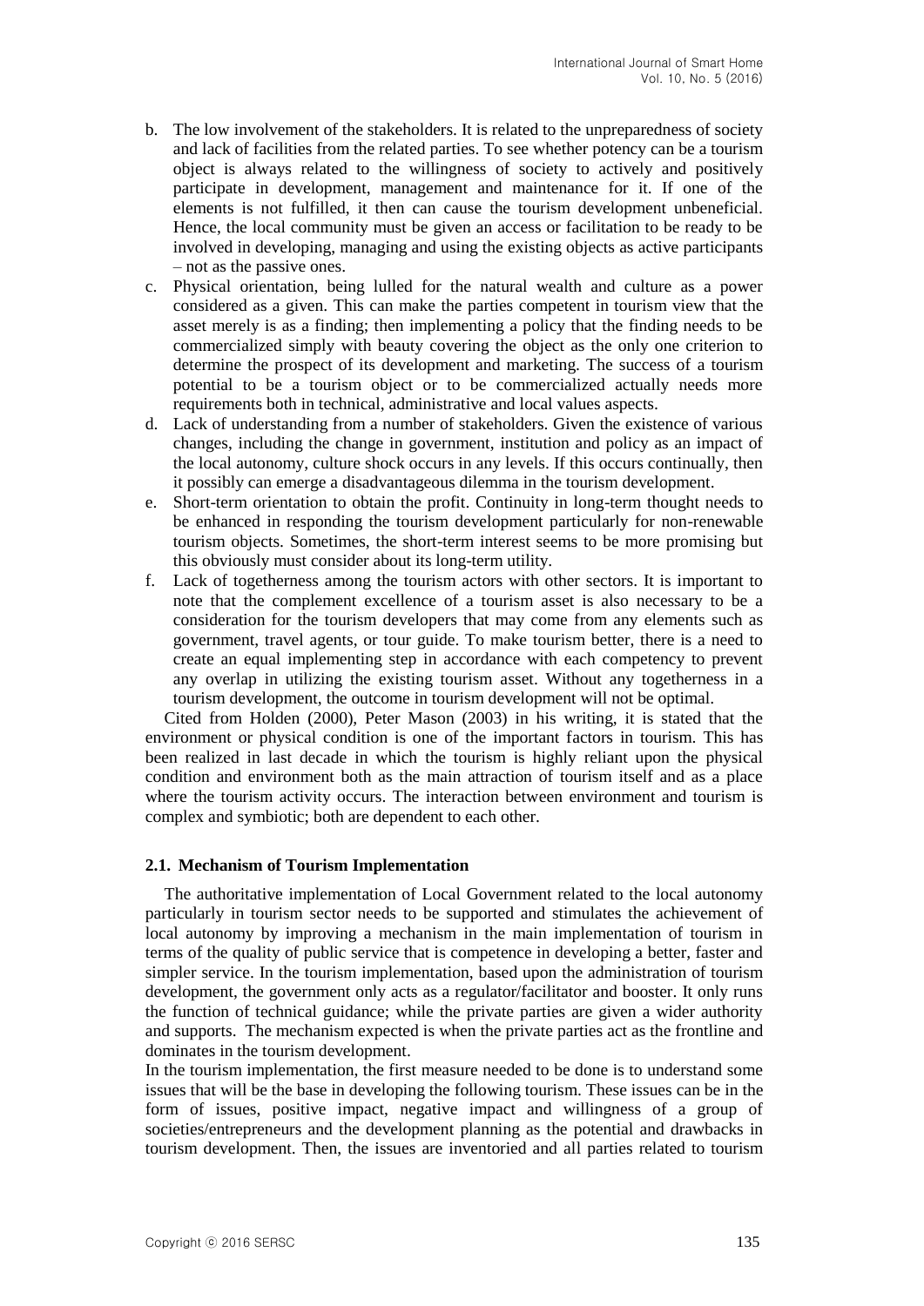b. The low involvement of the stakeholders. It is related to the unpreparedness of society and lack of facilities from the related parties. To see whether potency can be a tourism object is always related to the willingness of society to actively and positively participate in development, management and maintenance for it. If one of the elements is not fulfilled, it then can cause the tourism development unbeneficial. Hence, the local community must be given an access or facilitation to be ready to be involved in developing, managing and using the existing objects as active participants – not as the passive ones.
c. Physical orientation, being lulled for the natural wealth and culture as a power considered as a given. This can make the parties competent in tourism view that the asset merely is as a finding; then implementing a policy that the finding needs to be commercialized simply with beauty covering the object as the only one criterion to determine the prospect of its development and marketing. The success of a tourism potential to be a tourism object or to be commercialized actually needs more requirements both in technical, administrative and local values aspects.
d. Lack of understanding from a number of stakeholders. Given the existence of various changes, including the change in government, institution and policy as an impact of the local autonomy, culture shock occurs in any levels. If this occurs continually, then it possibly can emerge a disadvantageous dilemma in the tourism development.
e. Short-term orientation to obtain the profit. Continuity in long-term thought needs to be enhanced in responding the tourism development particularly for non-renewable tourism objects. Sometimes, the short-term interest seems to be more promising but this obviously must consider about its long-term utility.
f. Lack of togetherness among the tourism actors with other sectors. It is important to note that the complement excellence of a tourism asset is also necessary to be a consideration for the tourism developers that may come from any elements such as government, travel agents, or tour guide. To make tourism better, there is a need to create an equal implementing step in accordance with each competency to prevent any overlap in utilizing the existing tourism asset. Without any togetherness in a tourism development, the outcome in tourism development will not be optimal.

Cited from Holden (2000), Peter Mason (2003) in his writing, it is stated that the environment or physical condition is one of the important factors in tourism. This has been realized in last decade in which the tourism is highly reliant upon the physical condition and environment both as the main attraction of tourism itself and as a place where the tourism activity occurs. The interaction between environment and tourism is complex and symbiotic; both are dependent to each other.

### 2.1. Mechanism of Tourism Implementation

The authoritative implementation of Local Government related to the local autonomy particularly in tourism sector needs to be supported and stimulates the achievement of local autonomy by improving a mechanism in the main implementation of tourism in terms of the quality of public service that is competence in developing a better, faster and simpler service. In the tourism implementation, based upon the administration of tourism development, the government only acts as a regulator/facilitator and booster. It only runs the function of technical guidance; while the private parties are given a wider authority and supports. The mechanism expected is when the private parties act as the frontline and dominates in the tourism development.

In the tourism implementation, the first measure needed to be done is to understand some issues that will be the base in developing the following tourism. These issues can be in the form of issues, positive impact, negative impact and willingness of a group of societies/entrepreneurs and the development planning as the potential and drawbacks in tourism development. Then, the issues are inventoried and all parties related to tourism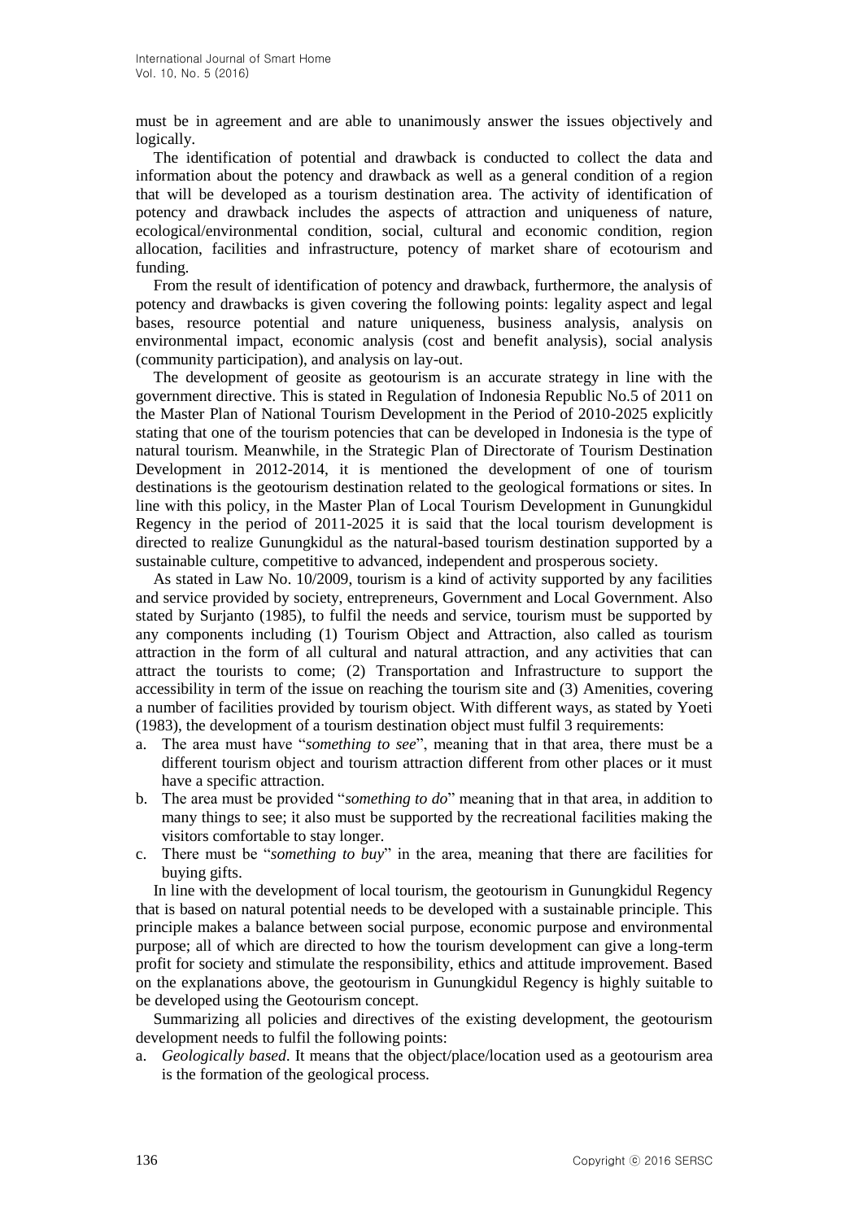must be in agreement and are able to unanimously answer the issues objectively and logically.

The identification of potential and drawback is conducted to collect the data and information about the potency and drawback as well as a general condition of a region that will be developed as a tourism destination area. The activity of identification of potency and drawback includes the aspects of attraction and uniqueness of nature, ecological/environmental condition, social, cultural and economic condition, region allocation, facilities and infrastructure, potency of market share of ecotourism and funding.

From the result of identification of potency and drawback, furthermore, the analysis of potency and drawbacks is given covering the following points: legality aspect and legal bases, resource potential and nature uniqueness, business analysis, analysis on environmental impact, economic analysis (cost and benefit analysis), social analysis (community participation), and analysis on lay-out.

The development of geosite as geotourism is an accurate strategy in line with the government directive. This is stated in Regulation of Indonesia Republic No.5 of 2011 on the Master Plan of National Tourism Development in the Period of 2010-2025 explicitly stating that one of the tourism potencies that can be developed in Indonesia is the type of natural tourism. Meanwhile, in the Strategic Plan of Directorate of Tourism Destination Development in 2012-2014, it is mentioned the development of one of tourism destinations is the geotourism destination related to the geological formations or sites. In line with this policy, in the Master Plan of Local Tourism Development in Gunungkidul Regency in the period of 2011-2025 it is said that the local tourism development is directed to realize Gunungkidul as the natural-based tourism destination supported by a sustainable culture, competitive to advanced, independent and prosperous society.

As stated in Law No. 10/2009, tourism is a kind of activity supported by any facilities and service provided by society, entrepreneurs, Government and Local Government. Also stated by Surjanto (1985), to fulfil the needs and service, tourism must be supported by any components including (1) Tourism Object and Attraction, also called as tourism attraction in the form of all cultural and natural attraction, and any activities that can attract the tourists to come; (2) Transportation and Infrastructure to support the accessibility in term of the issue on reaching the tourism site and (3) Amenities, covering a number of facilities provided by tourism object. With different ways, as stated by Yoeti (1983), the development of a tourism destination object must fulfil 3 requirements:

a. The area must have "*something to see*", meaning that in that area, there must be a different tourism object and tourism attraction different from other places or it must have a specific attraction.
b. The area must be provided "*something to do*" meaning that in that area, in addition to many things to see; it also must be supported by the recreational facilities making the visitors comfortable to stay longer.
c. There must be "*something to buy*" in the area, meaning that there are facilities for buying gifts.

In line with the development of local tourism, the geotourism in Gunungkidul Regency that is based on natural potential needs to be developed with a sustainable principle. This principle makes a balance between social purpose, economic purpose and environmental purpose; all of which are directed to how the tourism development can give a long-term profit for society and stimulate the responsibility, ethics and attitude improvement. Based on the explanations above, the geotourism in Gunungkidul Regency is highly suitable to be developed using the Geotourism concept.

Summarizing all policies and directives of the existing development, the geotourism development needs to fulfil the following points:

a. *Geologically based*. It means that the object/place/location used as a geotourism area is the formation of the geological process.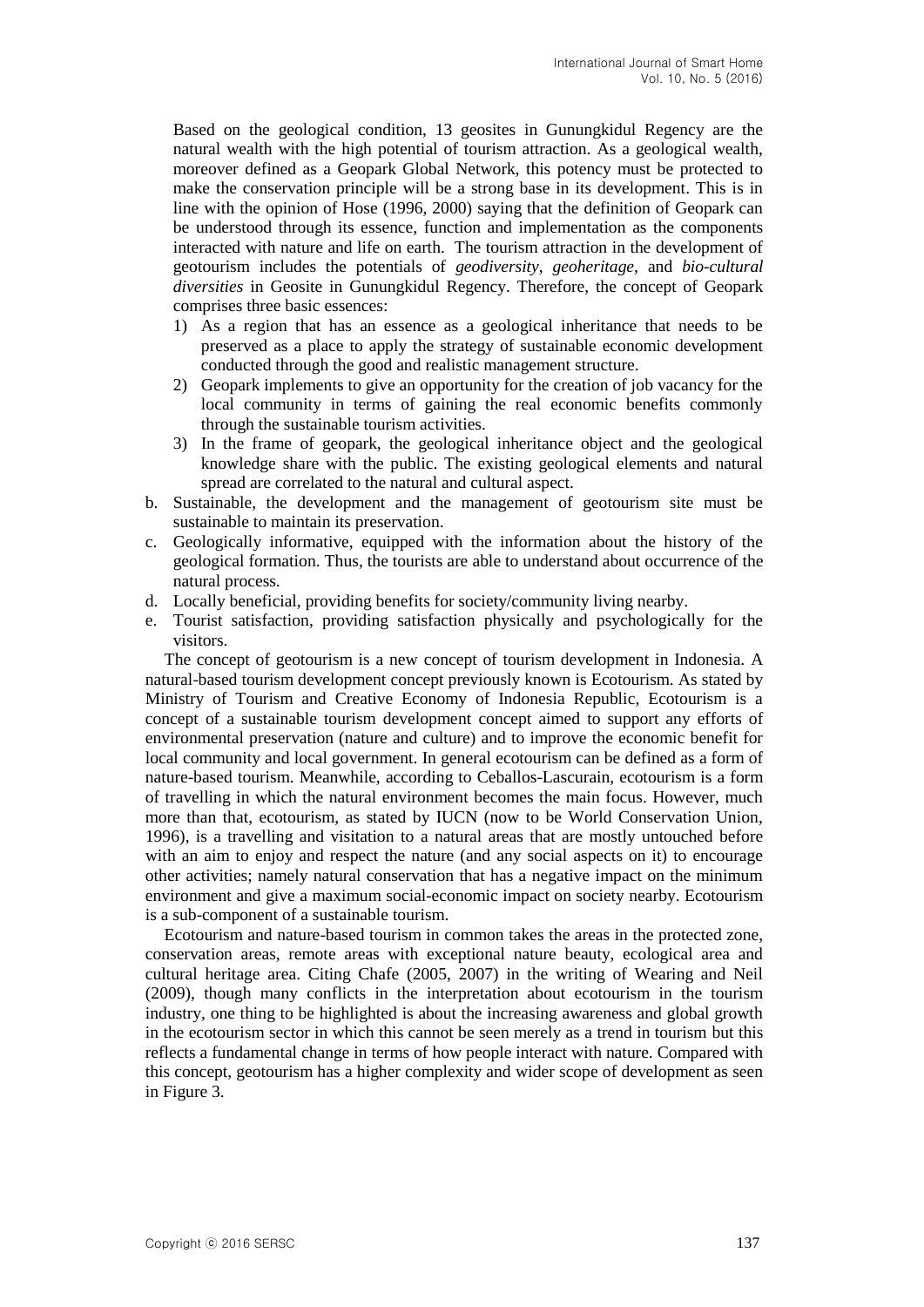Based on the geological condition, 13 geosites in Gunungkidul Regency are the natural wealth with the high potential of tourism attraction. As a geological wealth, moreover defined as a Geopark Global Network, this potency must be protected to make the conservation principle will be a strong base in its development. This is in line with the opinion of Hose (1996, 2000) saying that the definition of Geopark can be understood through its essence, function and implementation as the components interacted with nature and life on earth. The tourism attraction in the development of geotourism includes the potentials of *geodiversity, geoheritage,* and *bio-cultural diversities* in Geosite in Gunungkidul Regency. Therefore, the concept of Geopark comprises three basic essences:

1) As a region that has an essence as a geological inheritance that needs to be preserved as a place to apply the strategy of sustainable economic development conducted through the good and realistic management structure.
2) Geopark implements to give an opportunity for the creation of job vacancy for the local community in terms of gaining the real economic benefits commonly through the sustainable tourism activities.
3) In the frame of geopark, the geological inheritance object and the geological knowledge share with the public. The existing geological elements and natural spread are correlated to the natural and cultural aspect.

b. Sustainable, the development and the management of geotourism site must be sustainable to maintain its preservation.

c. Geologically informative, equipped with the information about the history of the geological formation. Thus, the tourists are able to understand about occurrence of the natural process.

d. Locally beneficial, providing benefits for society/community living nearby.

e. Tourist satisfaction, providing satisfaction physically and psychologically for the visitors.

The concept of geotourism is a new concept of tourism development in Indonesia. A natural-based tourism development concept previously known is Ecotourism. As stated by Ministry of Tourism and Creative Economy of Indonesia Republic, Ecotourism is a concept of a sustainable tourism development concept aimed to support any efforts of environmental preservation (nature and culture) and to improve the economic benefit for local community and local government. In general ecotourism can be defined as a form of nature-based tourism. Meanwhile, according to Ceballos-Lascurain, ecotourism is a form of travelling in which the natural environment becomes the main focus. However, much more than that, ecotourism, as stated by IUCN (now to be World Conservation Union, 1996), is a travelling and visitation to a natural areas that are mostly untouched before with an aim to enjoy and respect the nature (and any social aspects on it) to encourage other activities; namely natural conservation that has a negative impact on the minimum environment and give a maximum social-economic impact on society nearby. Ecotourism is a sub-component of a sustainable tourism.

Ecotourism and nature-based tourism in common takes the areas in the protected zone, conservation areas, remote areas with exceptional nature beauty, ecological area and cultural heritage area. Citing Chafe (2005, 2007) in the writing of Wearing and Neil (2009), though many conflicts in the interpretation about ecotourism in the tourism industry, one thing to be highlighted is about the increasing awareness and global growth in the ecotourism sector in which this cannot be seen merely as a trend in tourism but this reflects a fundamental change in terms of how people interact with nature. Compared with this concept, geotourism has a higher complexity and wider scope of development as seen in Figure 3.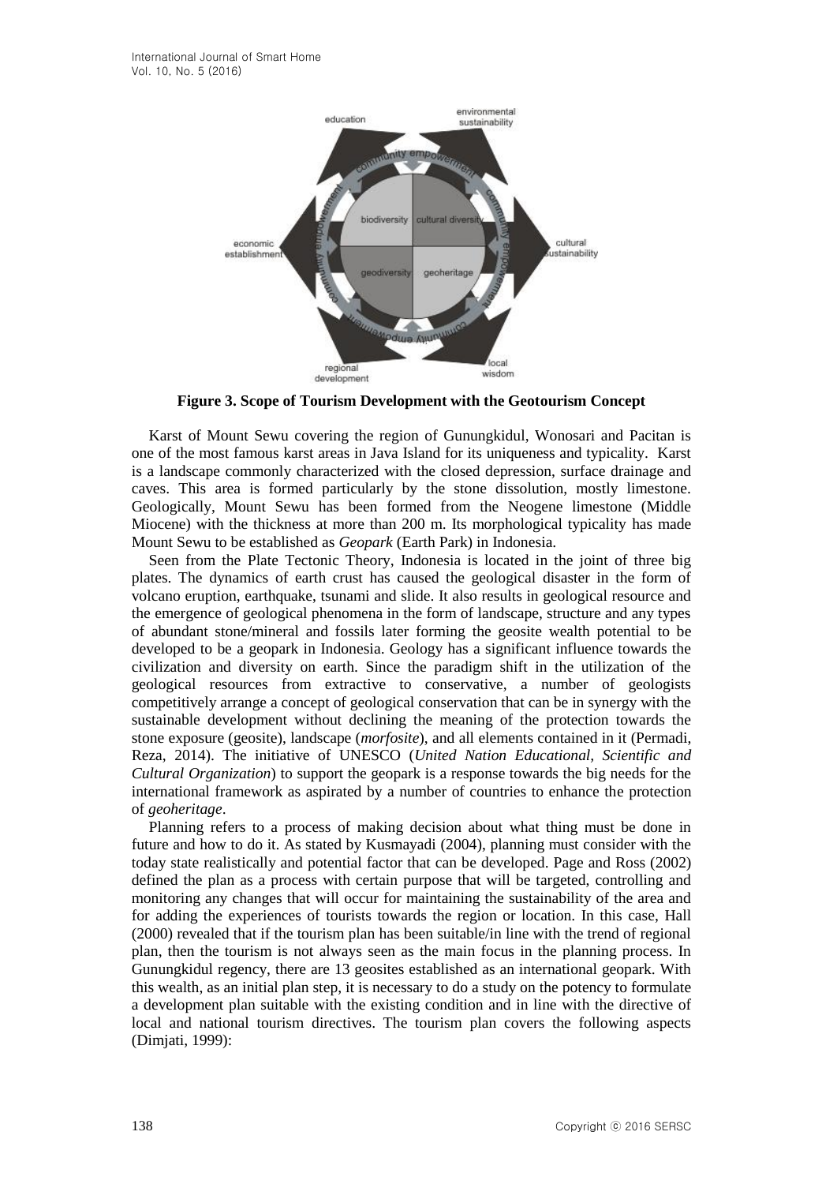**Figure 3. Scope of Tourism Development with the Geotourism Concept**

Karst of Mount Sewu covering the region of Gunungkidul, Wonosari and Pacitan is one of the most famous karst areas in Java Island for its uniqueness and typicality. Karst is a landscape commonly characterized with the closed depression, surface drainage and caves. This area is formed particularly by the stone dissolution, mostly limestone. Geologically, Mount Sewu has been formed from the Neogene limestone (Middle Miocene) with the thickness at more than 200 m. Its morphological typicality has made Mount Sewu to be established as *Geopark* (Earth Park) in Indonesia.

Seen from the Plate Tectonic Theory, Indonesia is located in the joint of three big plates. The dynamics of earth crust has caused the geological disaster in the form of volcano eruption, earthquake, tsunami and slide. It also results in geological resource and the emergence of geological phenomena in the form of landscape, structure and any types of abundant stone/mineral and fossils later forming the geosite wealth potential to be developed to be a geopark in Indonesia. Geology has a significant influence towards the civilization and diversity on earth. Since the paradigm shift in the utilization of the geological resources from extractive to conservative, a number of geologists competitively arrange a concept of geological conservation that can be in synergy with the sustainable development without declining the meaning of the protection towards the stone exposure (geosite), landscape (*morfosite*), and all elements contained in it (Permadi, Reza, 2014). The initiative of UNESCO (*United Nation Educational, Scientific and Cultural Organization*) to support the geopark is a response towards the big needs for the international framework as aspirated by a number of countries to enhance the protection of *geoheritage*.

Planning refers to a process of making decision about what thing must be done in future and how to do it. As stated by Kusmayadi (2004), planning must consider with the today state realistically and potential factor that can be developed. Page and Ross (2002) defined the plan as a process with certain purpose that will be targeted, controlling and monitoring any changes that will occur for maintaining the sustainability of the area and for adding the experiences of tourists towards the region or location. In this case, Hall (2000) revealed that if the tourism plan has been suitable/in line with the trend of regional plan, then the tourism is not always seen as the main focus in the planning process. In Gunungkidul regency, there are 13 geosites established as an international geopark. With this wealth, as an initial plan step, it is necessary to do a study on the potency to formulate a development plan suitable with the existing condition and in line with the directive of local and national tourism directives. The tourism plan covers the following aspects (Dimjati, 1999):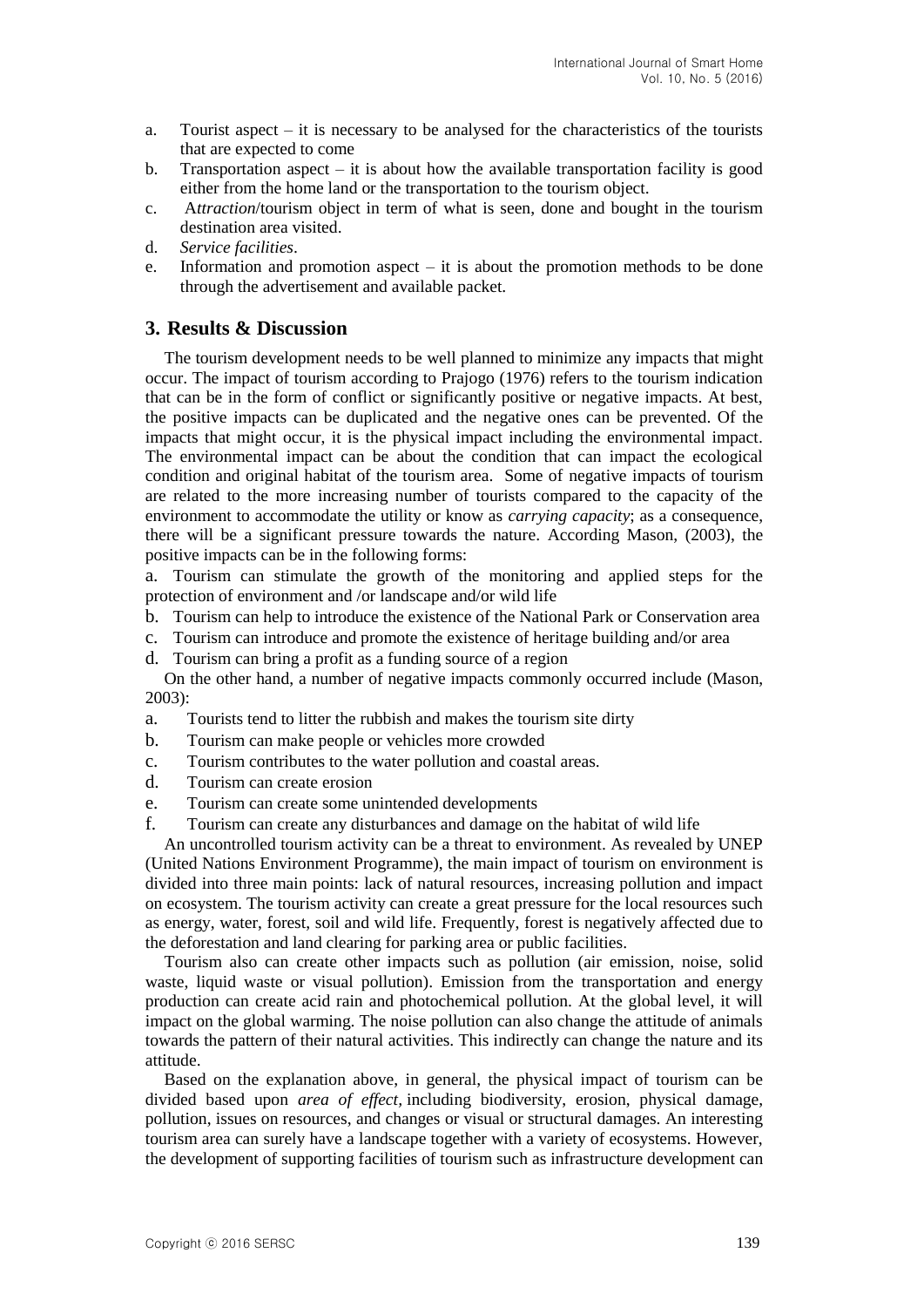a. Tourist aspect – it is necessary to be analysed for the characteristics of the tourists that are expected to come
b. Transportation aspect – it is about how the available transportation facility is good either from the home land or the transportation to the tourism object.
c. A*ttraction*/tourism object in term of what is seen, done and bought in the tourism destination area visited.
d. *Service facilities*.
e. Information and promotion aspect – it is about the promotion methods to be done through the advertisement and available packet.

## 3. Results & Discussion

The tourism development needs to be well planned to minimize any impacts that might occur. The impact of tourism according to Prajogo (1976) refers to the tourism indication that can be in the form of conflict or significantly positive or negative impacts. At best, the positive impacts can be duplicated and the negative ones can be prevented. Of the impacts that might occur, it is the physical impact including the environmental impact. The environmental impact can be about the condition that can impact the ecological condition and original habitat of the tourism area. Some of negative impacts of tourism are related to the more increasing number of tourists compared to the capacity of the environment to accommodate the utility or know as *carrying capacity*; as a consequence, there will be a significant pressure towards the nature. According Mason, (2003), the positive impacts can be in the following forms:

a. Tourism can stimulate the growth of the monitoring and applied steps for the protection of environment and /or landscape and/or wild life
b. Tourism can help to introduce the existence of the National Park or Conservation area
c. Tourism can introduce and promote the existence of heritage building and/or area
d. Tourism can bring a profit as a funding source of a region

On the other hand, a number of negative impacts commonly occurred include (Mason, 2003):

a. Tourists tend to litter the rubbish and makes the tourism site dirty
b. Tourism can make people or vehicles more crowded
c. Tourism contributes to the water pollution and coastal areas.
d. Tourism can create erosion
e. Tourism can create some unintended developments
f. Tourism can create any disturbances and damage on the habitat of wild life

An uncontrolled tourism activity can be a threat to environment. As revealed by UNEP (United Nations Environment Programme), the main impact of tourism on environment is divided into three main points: lack of natural resources, increasing pollution and impact on ecosystem. The tourism activity can create a great pressure for the local resources such as energy, water, forest, soil and wild life. Frequently, forest is negatively affected due to the deforestation and land clearing for parking area or public facilities.

Tourism also can create other impacts such as pollution (air emission, noise, solid waste, liquid waste or visual pollution). Emission from the transportation and energy production can create acid rain and photochemical pollution. At the global level, it will impact on the global warming. The noise pollution can also change the attitude of animals towards the pattern of their natural activities. This indirectly can change the nature and its attitude.

Based on the explanation above, in general, the physical impact of tourism can be divided based upon *area of effect*, including biodiversity, erosion, physical damage, pollution, issues on resources, and changes or visual or structural damages. An interesting tourism area can surely have a landscape together with a variety of ecosystems. However, the development of supporting facilities of tourism such as infrastructure development can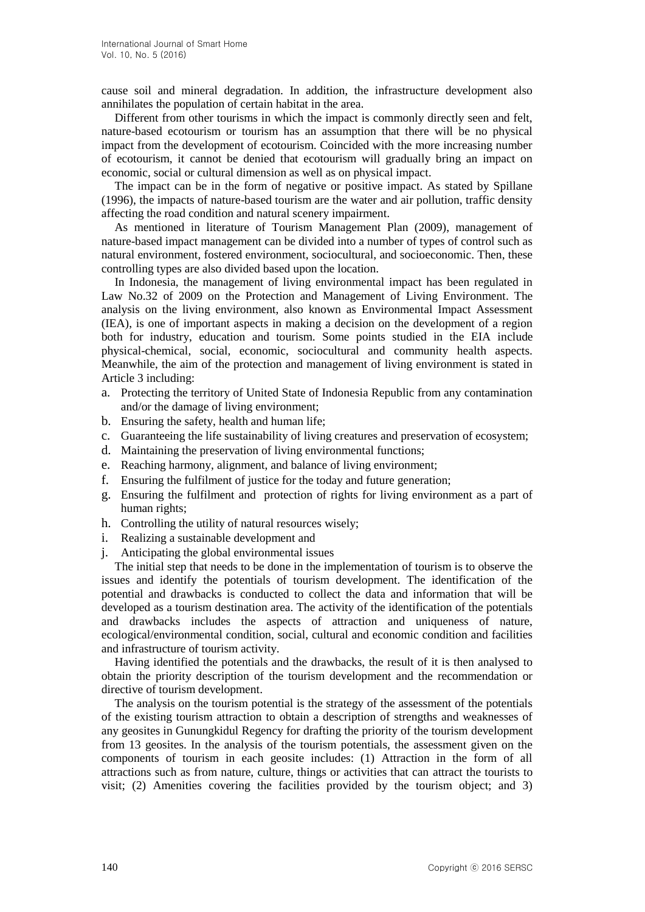cause soil and mineral degradation. In addition, the infrastructure development also annihilates the population of certain habitat in the area.

Different from other tourisms in which the impact is commonly directly seen and felt, nature-based ecotourism or tourism has an assumption that there will be no physical impact from the development of ecotourism. Coincided with the more increasing number of ecotourism, it cannot be denied that ecotourism will gradually bring an impact on economic, social or cultural dimension as well as on physical impact.

The impact can be in the form of negative or positive impact. As stated by Spillane (1996), the impacts of nature-based tourism are the water and air pollution, traffic density affecting the road condition and natural scenery impairment.

As mentioned in literature of Tourism Management Plan (2009), management of nature-based impact management can be divided into a number of types of control such as natural environment, fostered environment, sociocultural, and socioeconomic. Then, these controlling types are also divided based upon the location.

In Indonesia, the management of living environmental impact has been regulated in Law No.32 of 2009 on the Protection and Management of Living Environment. The analysis on the living environment, also known as Environmental Impact Assessment (IEA), is one of important aspects in making a decision on the development of a region both for industry, education and tourism. Some points studied in the EIA include physical-chemical, social, economic, sociocultural and community health aspects. Meanwhile, the aim of the protection and management of living environment is stated in Article 3 including:

a. Protecting the territory of United State of Indonesia Republic from any contamination and/or the damage of living environment;
b. Ensuring the safety, health and human life;
c. Guaranteeing the life sustainability of living creatures and preservation of ecosystem;
d. Maintaining the preservation of living environmental functions;
e. Reaching harmony, alignment, and balance of living environment;
f. Ensuring the fulfilment of justice for the today and future generation;
g. Ensuring the fulfilment and protection of rights for living environment as a part of human rights;
h. Controlling the utility of natural resources wisely;
i. Realizing a sustainable development and
j. Anticipating the global environmental issues

The initial step that needs to be done in the implementation of tourism is to observe the issues and identify the potentials of tourism development. The identification of the potential and drawbacks is conducted to collect the data and information that will be developed as a tourism destination area. The activity of the identification of the potentials and drawbacks includes the aspects of attraction and uniqueness of nature, ecological/environmental condition, social, cultural and economic condition and facilities and infrastructure of tourism activity.

Having identified the potentials and the drawbacks, the result of it is then analysed to obtain the priority description of the tourism development and the recommendation or directive of tourism development.

The analysis on the tourism potential is the strategy of the assessment of the potentials of the existing tourism attraction to obtain a description of strengths and weaknesses of any geosites in Gunungkidul Regency for drafting the priority of the tourism development from 13 geosites. In the analysis of the tourism potentials, the assessment given on the components of tourism in each geosite includes: (1) Attraction in the form of all attractions such as from nature, culture, things or activities that can attract the tourists to visit; (2) Amenities covering the facilities provided by the tourism object; and 3)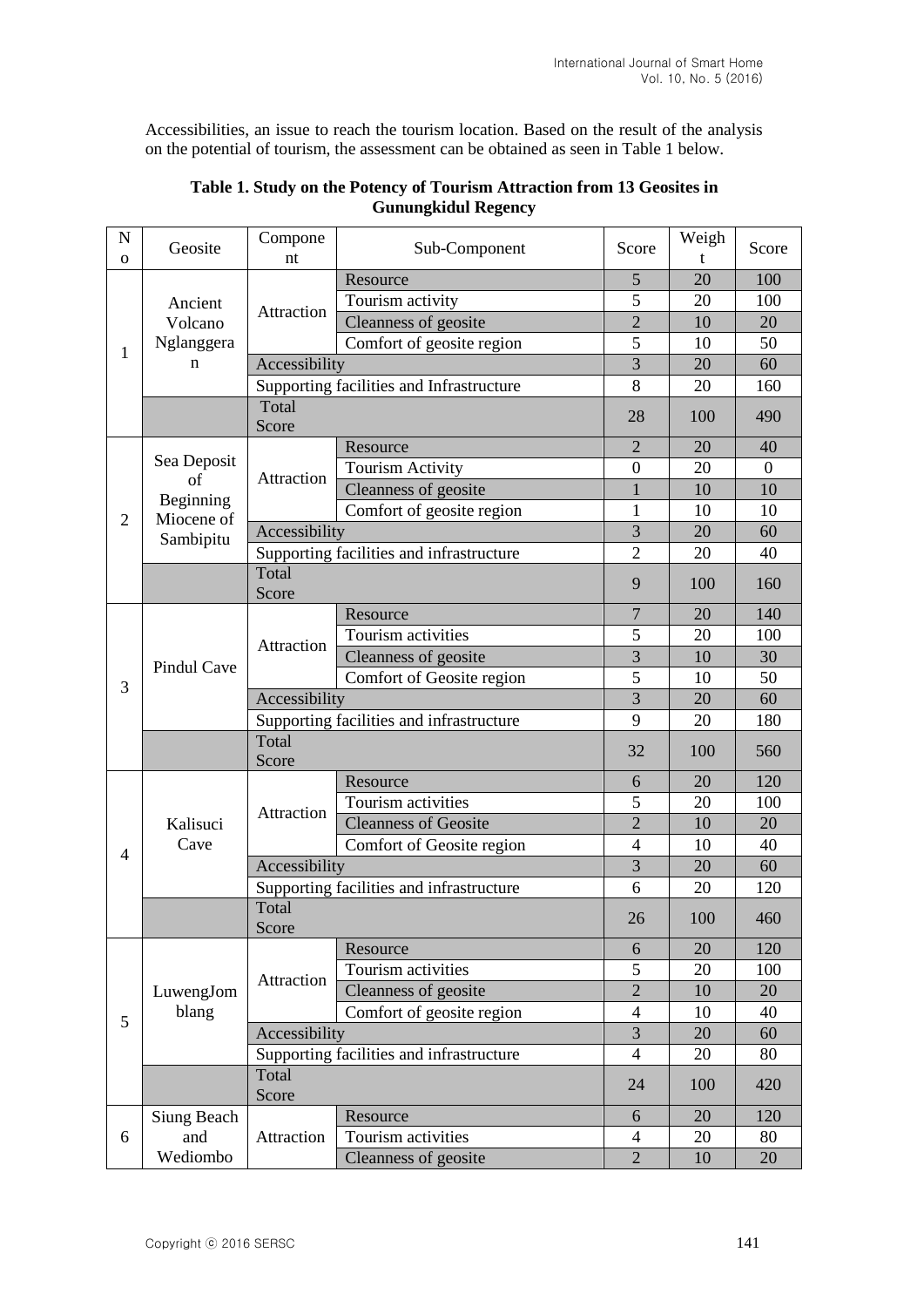Accessibilities, an issue to reach the tourism location. Based on the result of the analysis on the potential of tourism, the assessment can be obtained as seen in Table 1 below.

**Table 1. Study on the Potency of Tourism Attraction from 13 Geosites in Gunungkidul Regency**

| No | Geosite | Component | Sub-Component | Score | Weight | Score |
|---|---|---|---|---|---|---|
| 1 | Ancient Volcano Nglanggeran | Attraction | Resource | 5 | 20 | 100 |
| | | | Tourism activity | 5 | 20 | 100 |
| | | | Cleanness of geosite | 2 | 10 | 20 |
| | | | Comfort of geosite region | 5 | 10 | 50 |
| | | Accessibility | | 3 | 20 | 60 |
| | | Supporting facilities and Infrastructure | | 8 | 20 | 160 |
| | | Total Score | | 28 | 100 | 490 |
| 2 | Sea Deposit of Beginning Miocene of Sambipitu | Attraction | Resource | 2 | 20 | 40 |
| | | | Tourism Activity | 0 | 20 | 0 |
| | | | Cleanness of geosite | 1 | 10 | 10 |
| | | | Comfort of geosite region | 1 | 10 | 10 |
| | | Accessibility | | 3 | 20 | 60 |
| | | Supporting facilities and infrastructure | | 2 | 20 | 40 |
| | | Total Score | | 9 | 100 | 160 |
| 3 | Pindul Cave | Attraction | Resource | 7 | 20 | 140 |
| | | | Tourism activities | 5 | 20 | 100 |
| | | | Cleanness of geosite | 3 | 10 | 30 |
| | | | Comfort of Geosite region | 5 | 10 | 50 |
| | | Accessibility | | 3 | 20 | 60 |
| | | Supporting facilities and infrastructure | | 9 | 20 | 180 |
| | | Total Score | | 32 | 100 | 560 |
| 4 | Kalisuci Cave | Attraction | Resource | 6 | 20 | 120 |
| | | | Tourism activities | 5 | 20 | 100 |
| | | | Cleanness of Geosite | 2 | 10 | 20 |
| | | | Comfort of Geosite region | 4 | 10 | 40 |
| | | Accessibility | | 3 | 20 | 60 |
| | | Supporting facilities and infrastructure | | 6 | 20 | 120 |
| | | Total Score | | 26 | 100 | 460 |
| 5 | LuwengJomblang | Attraction | Resource | 6 | 20 | 120 |
| | | | Tourism activities | 5 | 20 | 100 |
| | | | Cleanness of geosite | 2 | 10 | 20 |
| | | | Comfort of geosite region | 4 | 10 | 40 |
| | | Accessibility | | 3 | 20 | 60 |
| | | Supporting facilities and infrastructure | | 4 | 20 | 80 |
| | | Total Score | | 24 | 100 | 420 |
| 6 | Siung Beach and Wediombo | Attraction | Resource | 6 | 20 | 120 |
| | | | Tourism activities | 4 | 20 | 80 |
| | | | Cleanness of geosite | 2 | 10 | 20 |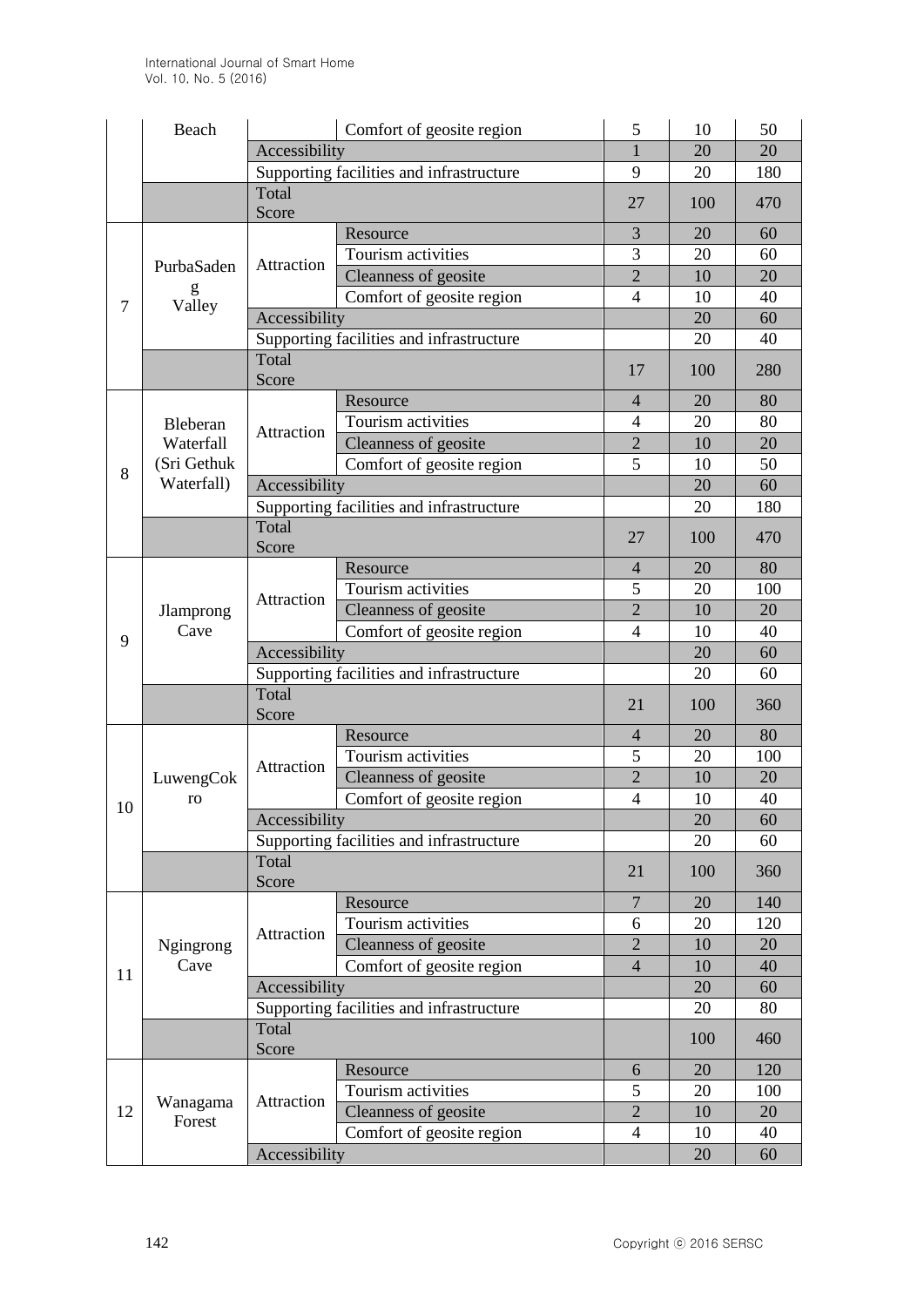|  | Beach |  | Comfort of geosite region | 5 | 10 | 50 |
|---|---|---|---|---|---|---|
|  |  | Accessibility |  | 1 | 20 | 20 |
|  |  | Supporting facilities and infrastructure |  | 9 | 20 | 180 |
|  |  | Total Score |  | 27 | 100 | 470 |
| 7 | PurbaSadeng Valley | Attraction | Resource | 3 | 20 | 60 |
|  |  |  | Tourism activities | 3 | 20 | 60 |
|  |  |  | Cleanness of geosite | 2 | 10 | 20 |
|  |  |  | Comfort of geosite region | 4 | 10 | 40 |
|  |  | Accessibility |  |  | 20 | 60 |
|  |  | Supporting facilities and infrastructure |  |  | 20 | 40 |
|  |  | Total Score |  | 17 | 100 | 280 |
| 8 | Bleberan Waterfall (Sri Gethuk Waterfall) | Attraction | Resource | 4 | 20 | 80 |
|  |  |  | Tourism activities | 4 | 20 | 80 |
|  |  |  | Cleanness of geosite | 2 | 10 | 20 |
|  |  |  | Comfort of geosite region | 5 | 10 | 50 |
|  |  | Accessibility |  |  | 20 | 60 |
|  |  | Supporting facilities and infrastructure |  |  | 20 | 180 |
|  |  | Total Score |  | 27 | 100 | 470 |
| 9 | Jlamprong Cave | Attraction | Resource | 4 | 20 | 80 |
|  |  |  | Tourism activities | 5 | 20 | 100 |
|  |  |  | Cleanness of geosite | 2 | 10 | 20 |
|  |  |  | Comfort of geosite region | 4 | 10 | 40 |
|  |  | Accessibility |  |  | 20 | 60 |
|  |  | Supporting facilities and infrastructure |  |  | 20 | 60 |
|  |  | Total Score |  | 21 | 100 | 360 |
| 10 | LuwengCokro | Attraction | Resource | 4 | 20 | 80 |
|  |  |  | Tourism activities | 5 | 20 | 100 |
|  |  |  | Cleanness of geosite | 2 | 10 | 20 |
|  |  |  | Comfort of geosite region | 4 | 10 | 40 |
|  |  | Accessibility |  |  | 20 | 60 |
|  |  | Supporting facilities and infrastructure |  |  | 20 | 60 |
|  |  | Total Score |  | 21 | 100 | 360 |
| 11 | Ngingrong Cave | Attraction | Resource | 7 | 20 | 140 |
|  |  |  | Tourism activities | 6 | 20 | 120 |
|  |  |  | Cleanness of geosite | 2 | 10 | 20 |
|  |  |  | Comfort of geosite region | 4 | 10 | 40 |
|  |  | Accessibility |  |  | 20 | 60 |
|  |  | Supporting facilities and infrastructure |  |  | 20 | 80 |
|  |  | Total Score |  |  | 100 | 460 |
| 12 | Wanagama Forest | Attraction | Resource | 6 | 20 | 120 |
|  |  |  | Tourism activities | 5 | 20 | 100 |
|  |  |  | Cleanness of geosite | 2 | 10 | 20 |
|  |  |  | Comfort of geosite region | 4 | 10 | 40 |
|  |  | Accessibility |  |  | 20 | 60 |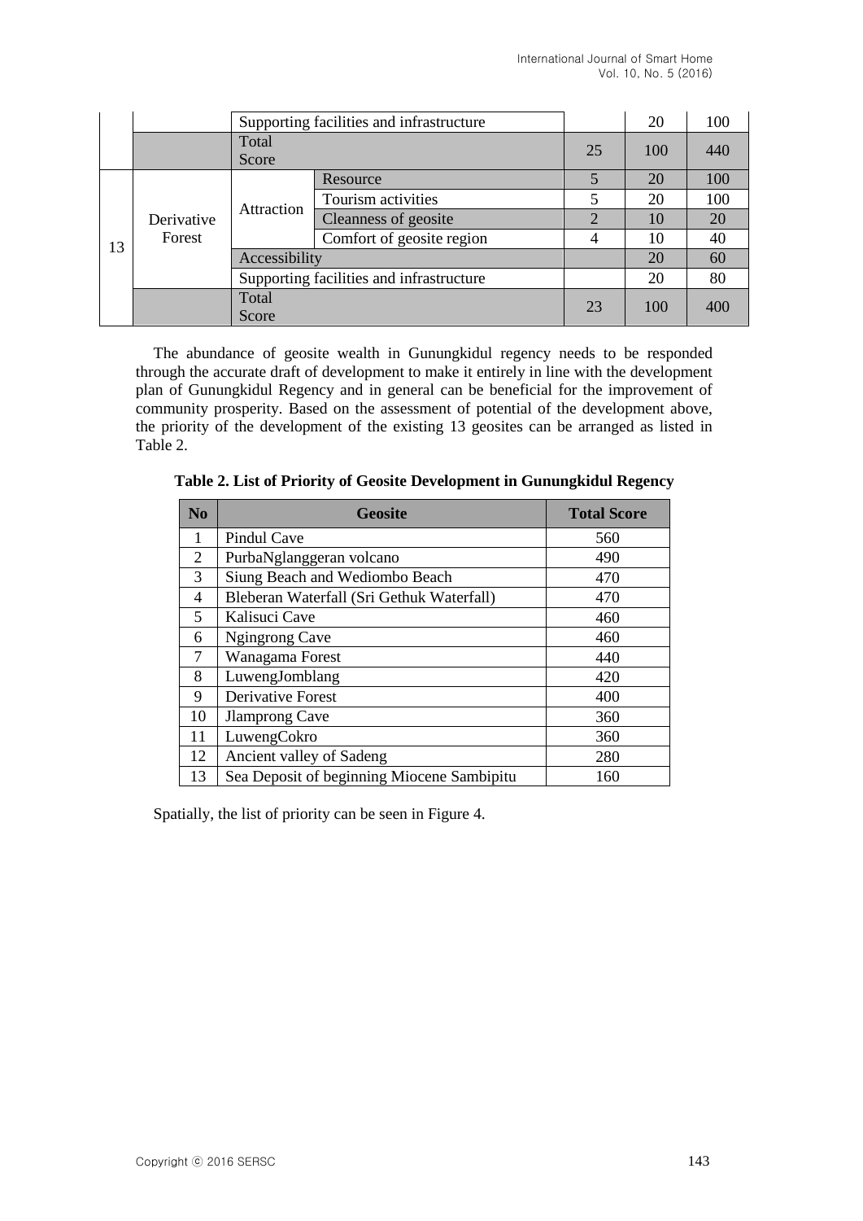| | | | | | | |
|---|---|---|---|---|---|---|
| | | Supporting facilities and infrastructure | | | 20 | 100 |
| | | Total Score | | 25 | 100 | 440 |
| 13 | Derivative Forest | Attraction | Resource | 5 | 20 | 100 |
| | | | Tourism activities | 5 | 20 | 100 |
| | | | Cleanness of geosite | 2 | 10 | 20 |
| | | | Comfort of geosite region | 4 | 10 | 40 |
| | | Accessibility | | | 20 | 60 |
| | | Supporting facilities and infrastructure | | | 20 | 80 |
| | | Total Score | | 23 | 100 | 400 |

The abundance of geosite wealth in Gunungkidul regency needs to be responded through the accurate draft of development to make it entirely in line with the development plan of Gunungkidul Regency and in general can be beneficial for the improvement of community prosperity. Based on the assessment of potential of the development above, the priority of the development of the existing 13 geosites can be arranged as listed in Table 2.

**Table 2. List of Priority of Geosite Development in Gunungkidul Regency**

| No | Geosite | Total Score |
|---|---|---|
| 1 | Pindul Cave | 560 |
| 2 | PurbaNglanggeran volcano | 490 |
| 3 | Siung Beach and Wediombo Beach | 470 |
| 4 | Bleberan Waterfall (Sri Gethuk Waterfall) | 470 |
| 5 | Kalisuci Cave | 460 |
| 6 | Ngingrong Cave | 460 |
| 7 | Wanagama Forest | 440 |
| 8 | LuwengJomblang | 420 |
| 9 | Derivative Forest | 400 |
| 10 | Jlamprong Cave | 360 |
| 11 | LuwengCokro | 360 |
| 12 | Ancient valley of Sadeng | 280 |
| 13 | Sea Deposit of beginning Miocene Sambipitu | 160 |

Spatially, the list of priority can be seen in Figure 4.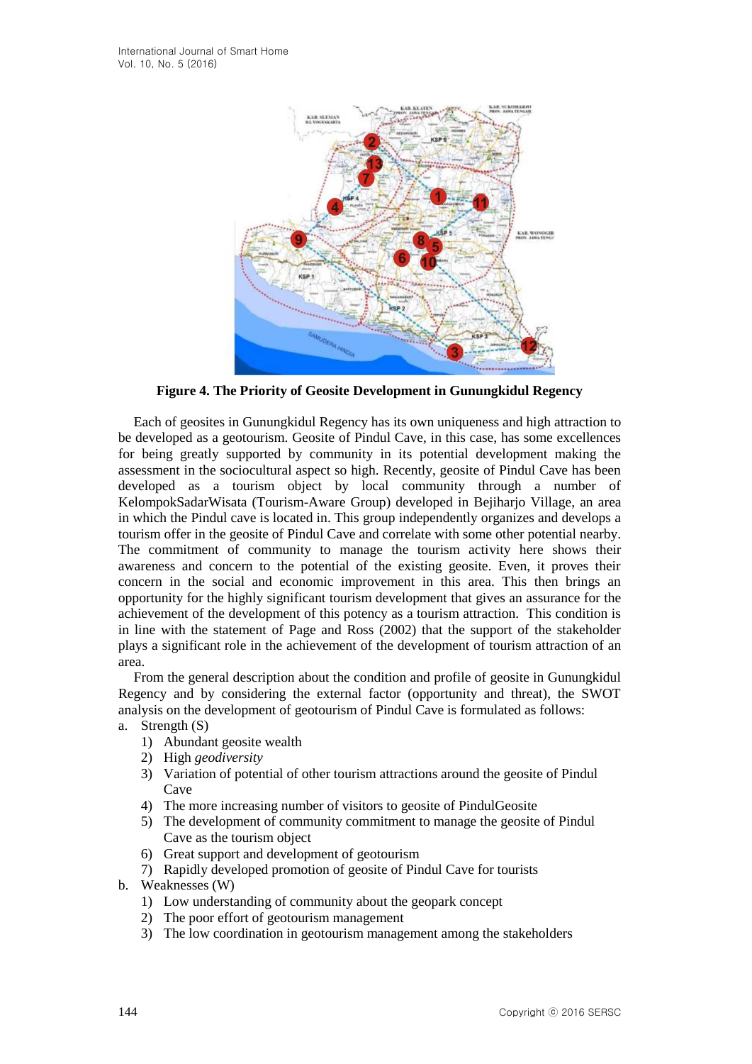**Figure 4. The Priority of Geosite Development in Gunungkidul Regency**

Each of geosites in Gunungkidul Regency has its own uniqueness and high attraction to be developed as a geotourism. Geosite of Pindul Cave, in this case, has some excellences for being greatly supported by community in its potential development making the assessment in the sociocultural aspect so high. Recently, geosite of Pindul Cave has been developed as a tourism object by local community through a number of KelompokSadarWisata (Tourism-Aware Group) developed in Bejiharjo Village, an area in which the Pindul cave is located in. This group independently organizes and develops a tourism offer in the geosite of Pindul Cave and correlate with some other potential nearby. The commitment of community to manage the tourism activity here shows their awareness and concern to the potential of the existing geosite. Even, it proves their concern in the social and economic improvement in this area. This then brings an opportunity for the highly significant tourism development that gives an assurance for the achievement of the development of this potency as a tourism attraction. This condition is in line with the statement of Page and Ross (2002) that the support of the stakeholder plays a significant role in the achievement of the development of tourism attraction of an area.

From the general description about the condition and profile of geosite in Gunungkidul Regency and by considering the external factor (opportunity and threat), the SWOT analysis on the development of geotourism of Pindul Cave is formulated as follows:

a. Strength (S)
   1) Abundant geosite wealth
   2) High *geodiversity*
   3) Variation of potential of other tourism attractions around the geosite of Pindul Cave
   4) The more increasing number of visitors to geosite of PindulGeosite
   5) The development of community commitment to manage the geosite of Pindul Cave as the tourism object
   6) Great support and development of geotourism
   7) Rapidly developed promotion of geosite of Pindul Cave for tourists

b. Weaknesses (W)
   1) Low understanding of community about the geopark concept
   2) The poor effort of geotourism management
   3) The low coordination in geotourism management among the stakeholders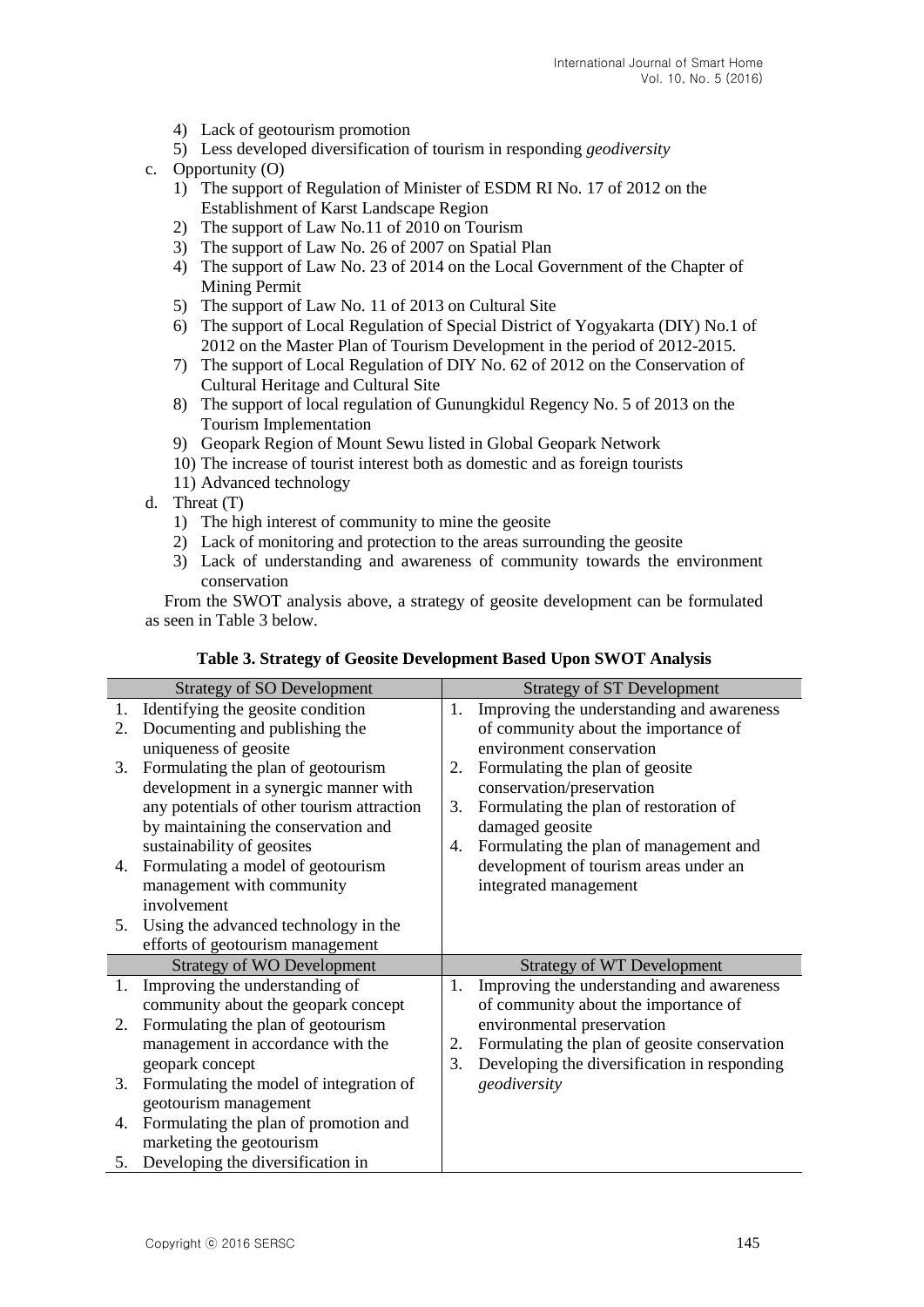4) Lack of geotourism promotion
5) Less developed diversification of tourism in responding *geodiversity*

c. Opportunity (O)

1) The support of Regulation of Minister of ESDM RI No. 17 of 2012 on the Establishment of Karst Landscape Region
2) The support of Law No.11 of 2010 on Tourism
3) The support of Law No. 26 of 2007 on Spatial Plan
4) The support of Law No. 23 of 2014 on the Local Government of the Chapter of Mining Permit
5) The support of Law No. 11 of 2013 on Cultural Site
6) The support of Local Regulation of Special District of Yogyakarta (DIY) No.1 of 2012 on the Master Plan of Tourism Development in the period of 2012-2015.
7) The support of Local Regulation of DIY No. 62 of 2012 on the Conservation of Cultural Heritage and Cultural Site
8) The support of local regulation of Gunungkidul Regency No. 5 of 2013 on the Tourism Implementation
9) Geopark Region of Mount Sewu listed in Global Geopark Network
10) The increase of tourist interest both as domestic and as foreign tourists
11) Advanced technology

d. Threat (T)

1) The high interest of community to mine the geosite
2) Lack of monitoring and protection to the areas surrounding the geosite
3) Lack of understanding and awareness of community towards the environment conservation

From the SWOT analysis above, a strategy of geosite development can be formulated as seen in Table 3 below.

**Table 3. Strategy of Geosite Development Based Upon SWOT Analysis**

| Strategy of SO Development | Strategy of ST Development |
|---|---|
| 1. Identifying the geosite condition<br>2. Documenting and publishing the uniqueness of geosite<br>3. Formulating the plan of geotourism development in a synergic manner with any potentials of other tourism attraction by maintaining the conservation and sustainability of geosites<br>4. Formulating a model of geotourism management with community involvement<br>5. Using the advanced technology in the efforts of geotourism management | 1. Improving the understanding and awareness of community about the importance of environment conservation<br>2. Formulating the plan of geosite conservation/preservation<br>3. Formulating the plan of restoration of damaged geosite<br>4. Formulating the plan of management and development of tourism areas under an integrated management |
| **Strategy of WO Development** | **Strategy of WT Development** |
| 1. Improving the understanding of community about the geopark concept<br>2. Formulating the plan of geotourism management in accordance with the geopark concept<br>3. Formulating the model of integration of geotourism management<br>4. Formulating the plan of promotion and marketing the geotourism<br>5. Developing the diversification in | 1. Improving the understanding and awareness of community about the importance of environmental preservation<br>2. Formulating the plan of geosite conservation<br>3. Developing the diversification in responding *geodiversity* |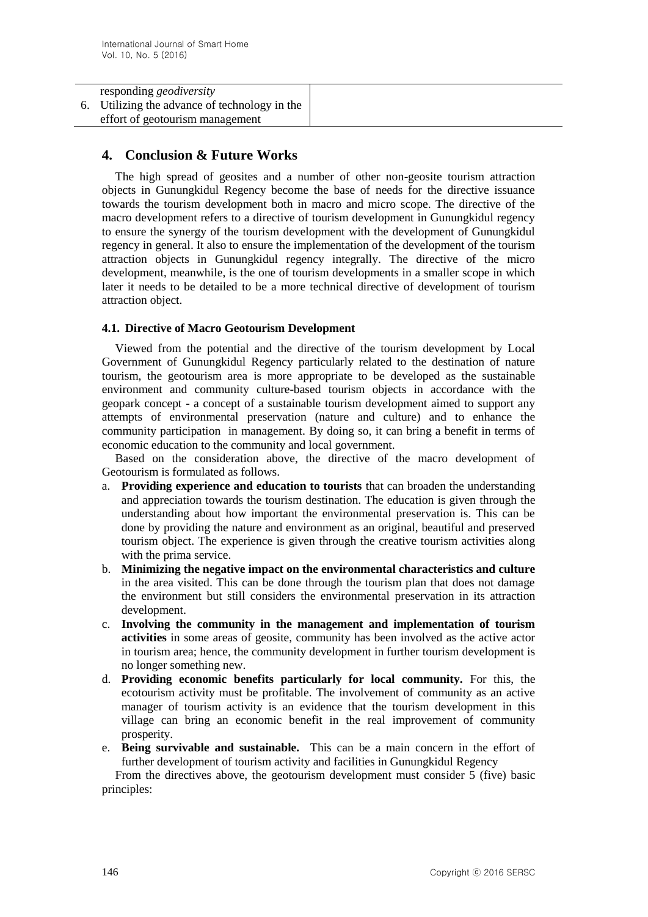| responding *geodiversity* | |
|---|---|
| 6. Utilizing the advance of technology in the effort of geotourism management | |

## 4. Conclusion & Future Works

The high spread of geosites and a number of other non-geosite tourism attraction objects in Gunungkidul Regency become the base of needs for the directive issuance towards the tourism development both in macro and micro scope. The directive of the macro development refers to a directive of tourism development in Gunungkidul regency to ensure the synergy of the tourism development with the development of Gunungkidul regency in general. It also to ensure the implementation of the development of the tourism attraction objects in Gunungkidul regency integrally. The directive of the micro development, meanwhile, is the one of tourism developments in a smaller scope in which later it needs to be detailed to be a more technical directive of development of tourism attraction object.

### 4.1. Directive of Macro Geotourism Development

Viewed from the potential and the directive of the tourism development by Local Government of Gunungkidul Regency particularly related to the destination of nature tourism, the geotourism area is more appropriate to be developed as the sustainable environment and community culture-based tourism objects in accordance with the geopark concept - a concept of a sustainable tourism development aimed to support any attempts of environmental preservation (nature and culture) and to enhance the community participation in management. By doing so, it can bring a benefit in terms of economic education to the community and local government.

Based on the consideration above, the directive of the macro development of Geotourism is formulated as follows.

a. **Providing experience and education to tourists** that can broaden the understanding and appreciation towards the tourism destination. The education is given through the understanding about how important the environmental preservation is. This can be done by providing the nature and environment as an original, beautiful and preserved tourism object. The experience is given through the creative tourism activities along with the prima service.
b. **Minimizing the negative impact on the environmental characteristics and culture** in the area visited. This can be done through the tourism plan that does not damage the environment but still considers the environmental preservation in its attraction development.
c. **Involving the community in the management and implementation of tourism activities** in some areas of geosite, community has been involved as the active actor in tourism area; hence, the community development in further tourism development is no longer something new.
d. **Providing economic benefits particularly for local community.** For this, the ecotourism activity must be profitable. The involvement of community as an active manager of tourism activity is an evidence that the tourism development in this village can bring an economic benefit in the real improvement of community prosperity.
e. **Being survivable and sustainable.** This can be a main concern in the effort of further development of tourism activity and facilities in Gunungkidul Regency

From the directives above, the geotourism development must consider 5 (five) basic principles: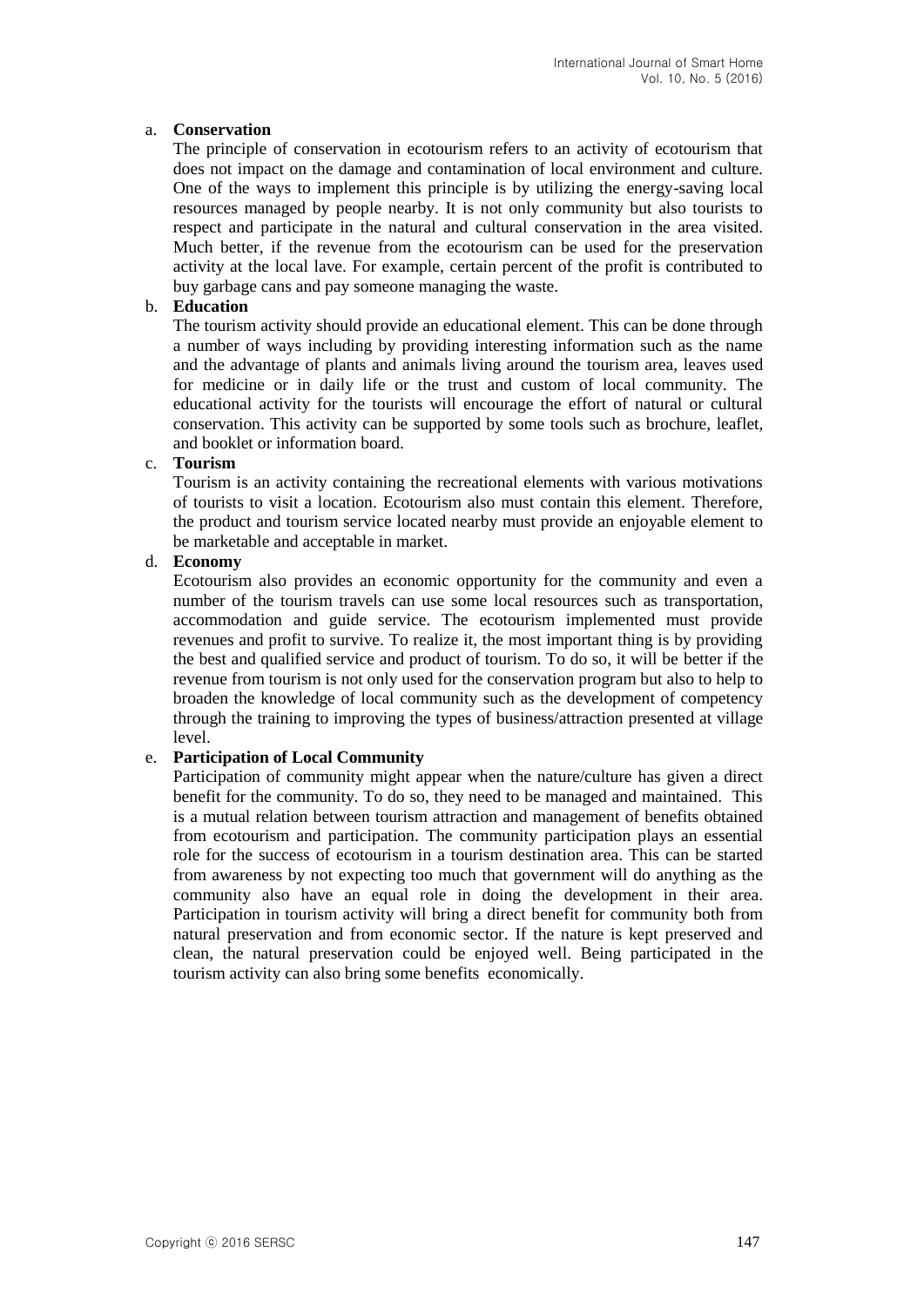a. **Conservation**

   The principle of conservation in ecotourism refers to an activity of ecotourism that does not impact on the damage and contamination of local environment and culture. One of the ways to implement this principle is by utilizing the energy-saving local resources managed by people nearby. It is not only community but also tourists to respect and participate in the natural and cultural conservation in the area visited. Much better, if the revenue from the ecotourism can be used for the preservation activity at the local lave. For example, certain percent of the profit is contributed to buy garbage cans and pay someone managing the waste.

b. **Education**

   The tourism activity should provide an educational element. This can be done through a number of ways including by providing interesting information such as the name and the advantage of plants and animals living around the tourism area, leaves used for medicine or in daily life or the trust and custom of local community. The educational activity for the tourists will encourage the effort of natural or cultural conservation. This activity can be supported by some tools such as brochure, leaflet, and booklet or information board.

c. **Tourism**

   Tourism is an activity containing the recreational elements with various motivations of tourists to visit a location. Ecotourism also must contain this element. Therefore, the product and tourism service located nearby must provide an enjoyable element to be marketable and acceptable in market.

d. **Economy**

   Ecotourism also provides an economic opportunity for the community and even a number of the tourism travels can use some local resources such as transportation, accommodation and guide service. The ecotourism implemented must provide revenues and profit to survive. To realize it, the most important thing is by providing the best and qualified service and product of tourism. To do so, it will be better if the revenue from tourism is not only used for the conservation program but also to help to broaden the knowledge of local community such as the development of competency through the training to improving the types of business/attraction presented at village level.

e. **Participation of Local Community**

   Participation of community might appear when the nature/culture has given a direct benefit for the community. To do so, they need to be managed and maintained. This is a mutual relation between tourism attraction and management of benefits obtained from ecotourism and participation. The community participation plays an essential role for the success of ecotourism in a tourism destination area. This can be started from awareness by not expecting too much that government will do anything as the community also have an equal role in doing the development in their area. Participation in tourism activity will bring a direct benefit for community both from natural preservation and from economic sector. If the nature is kept preserved and clean, the natural preservation could be enjoyed well. Being participated in the tourism activity can also bring some benefits economically.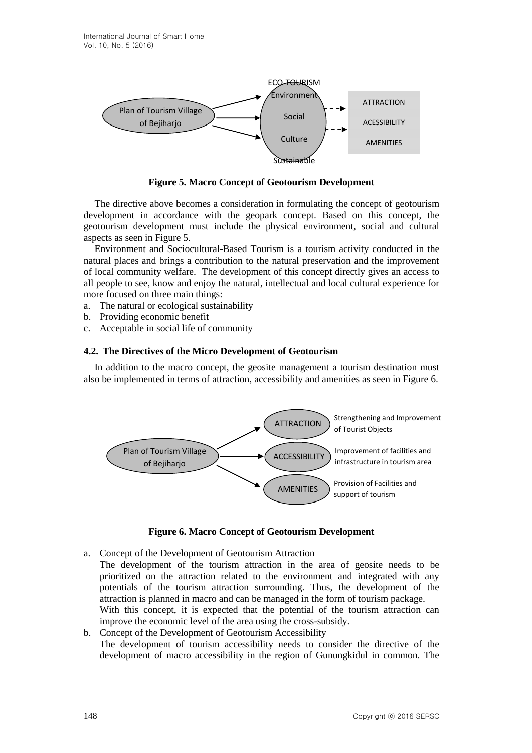**Figure 5. Macro Concept of Geotourism Development**

The directive above becomes a consideration in formulating the concept of geotourism development in accordance with the geopark concept. Based on this concept, the geotourism development must include the physical environment, social and cultural aspects as seen in Figure 5.

Environment and Sociocultural-Based Tourism is a tourism activity conducted in the natural places and brings a contribution to the natural preservation and the improvement of local community welfare. The development of this concept directly gives an access to all people to see, know and enjoy the natural, intellectual and local cultural experience for more focused on three main things:

a. The natural or ecological sustainability
b. Providing economic benefit
c. Acceptable in social life of community

### 4.2. The Directives of the Micro Development of Geotourism

In addition to the macro concept, the geosite management a tourism destination must also be implemented in terms of attraction, accessibility and amenities as seen in Figure 6.

**Figure 6. Macro Concept of Geotourism Development**

a. Concept of the Development of Geotourism Attraction

   The development of the tourism attraction in the area of geosite needs to be prioritized on the attraction related to the environment and integrated with any potentials of the tourism attraction surrounding. Thus, the development of the attraction is planned in macro and can be managed in the form of tourism package.

   With this concept, it is expected that the potential of the tourism attraction can improve the economic level of the area using the cross-subsidy.

b. Concept of the Development of Geotourism Accessibility

   The development of tourism accessibility needs to consider the directive of the development of macro accessibility in the region of Gunungkidul in common. The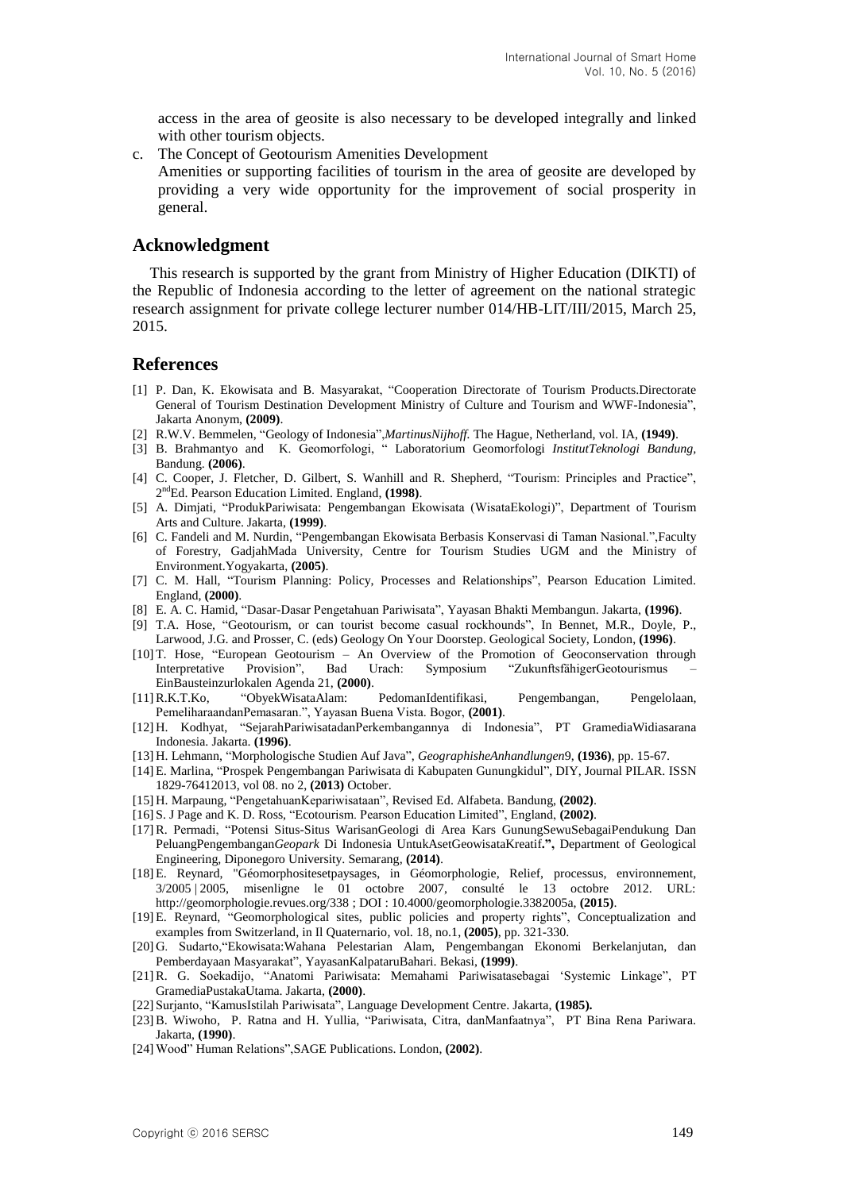access in the area of geosite is also necessary to be developed integrally and linked with other tourism objects.

c. The Concept of Geotourism Amenities Development

   Amenities or supporting facilities of tourism in the area of geosite are developed by providing a very wide opportunity for the improvement of social prosperity in general.

## Acknowledgment

This research is supported by the grant from Ministry of Higher Education (DIKTI) of the Republic of Indonesia according to the letter of agreement on the national strategic research assignment for private college lecturer number 014/HB-LIT/III/2015, March 25, 2015.

## References

[1] P. Dan, K. Ekowisata and B. Masyarakat, "Cooperation Directorate of Tourism Products.Directorate General of Tourism Destination Development Ministry of Culture and Tourism and WWF-Indonesia", Jakarta Anonym, **(2009)**.

[2] R.W.V. Bemmelen, "Geology of Indonesia",*MartinusNijhoff.* The Hague, Netherland, vol. IA, **(1949)**.

[3] B. Brahmantyo and K. Geomorfologi, " Laboratorium Geomorfologi *InstitutTeknologi Bandung*, Bandung. **(2006)**.

[4] C. Cooper, J. Fletcher, D. Gilbert, S. Wanhill and R. Shepherd, "Tourism: Principles and Practice", 2ndEd. Pearson Education Limited. England, **(1998)**.

[5] A. Dimjati, "ProdukPariwisata: Pengembangan Ekowisata (WisataEkologi)", Department of Tourism Arts and Culture. Jakarta, **(1999)**.

[6] C. Fandeli and M. Nurdin, "Pengembangan Ekowisata Berbasis Konservasi di Taman Nasional.",Faculty of Forestry, GadjahMada University, Centre for Tourism Studies UGM and the Ministry of Environment.Yogyakarta, **(2005)**.

[7] C. M. Hall, "Tourism Planning: Policy, Processes and Relationships", Pearson Education Limited. England, **(2000)**.

[8] E. A. C. Hamid, "Dasar-Dasar Pengetahuan Pariwisata", Yayasan Bhakti Membangun. Jakarta, **(1996)**.

[9] T.A. Hose, "Geotourism, or can tourist become casual rockhounds", In Bennet, M.R., Doyle, P., Larwood, J.G. and Prosser, C. (eds) Geology On Your Doorstep. Geological Society, London, **(1996)**.

[10] T. Hose, "European Geotourism – An Overview of the Promotion of Geoconservation through Interpretative Provision", Bad Urach: Symposium "ZukunftsfähigerGeotourismus – EinBausteinzurlokalen Agenda 21, **(2000)**.

[11] R.K.T.Ko, "ObyekWisataAlam: PedomanIdentifikasi, Pengembangan, Pengelolaan, PemeliharaandanPemasaran.", Yayasan Buena Vista. Bogor, **(2001)**.

[12] H. Kodhyat, "SejarahPariwisatadanPerkembangannya di Indonesia", PT GramediaWidiasarana Indonesia. Jakarta. **(1996)**.

[13] H. Lehmann, "Morphologische Studien Auf Java", *GeographisheAnhandlungen*9, **(1936)**, pp. 15-67.

[14] E. Marlina, "Prospek Pengembangan Pariwisata di Kabupaten Gunungkidul", DIY, Journal PILAR. ISSN 1829-76412013, vol 08. no 2, **(2013)** October.

[15] H. Marpaung, "PengetahuanKepariwisataan", Revised Ed. Alfabeta. Bandung, **(2002)**.

[16] S. J Page and K. D. Ross, "Ecotourism. Pearson Education Limited", England, **(2002)**.

[17] R. Permadi, "Potensi Situs-Situs WarisanGeologi di Area Kars GunungSewuSebagaiPendukung Dan PeluangPengembangan*Geopark* Di Indonesia UntukAsetGeowisataKreatif**.",** Department of Geological Engineering, Diponegoro University. Semarang, **(2014)**.

[18] E. Reynard, "Géomorphositesetpaysages, in Géomorphologie, Relief, processus, environnement, 3/2005 | 2005, misenligne le 01 octobre 2007, consulté le 13 octobre 2012. URL: http://geomorphologie.revues.org/338 ; DOI : 10.4000/geomorphologie.3382005a, **(2015)**.

[19] E. Reynard, "Geomorphological sites, public policies and property rights", Conceptualization and examples from Switzerland, in Il Quaternario, vol. 18, no.1, **(2005)**, pp. 321-330.

[20] G. Sudarto,"Ekowisata:Wahana Pelestarian Alam, Pengembangan Ekonomi Berkelanjutan, dan Pemberdayaan Masyarakat", YayasanKalpataruBahari. Bekasi, **(1999)**.

[21] R. G. Soekadijo, "Anatomi Pariwisata: Memahami Pariwisatasebagai 'Systemic Linkage", PT GramediaPustakaUtama. Jakarta, **(2000)**.

[22] Surjanto, "KamusIstilah Pariwisata", Language Development Centre. Jakarta, **(1985).**

[23] B. Wiwoho, P. Ratna and H. Yullia, "Pariwisata, Citra, danManfaatnya", PT Bina Rena Pariwara. Jakarta, **(1990)**.

[24] Wood" Human Relations",SAGE Publications. London, **(2002)**.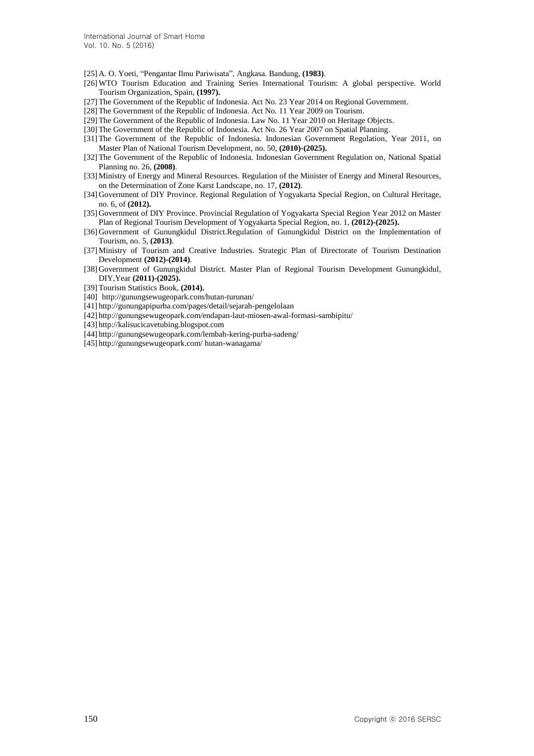[25] A. O. Yoeti, "Pengantar Ilmu Pariwisata", Angkasa. Bandung, **(1983)**.

[26] WTO Tourism Education and Training Series International Tourism: A global perspective. World Tourism Organization, Spain, **(1997).**

[27] The Government of the Republic of Indonesia. Act No. 23 Year 2014 on Regional Government.

[28] The Government of the Republic of Indonesia. Act No. 11 Year 2009 on Tourism.

[29] The Government of the Republic of Indonesia. Law No. 11 Year 2010 on Heritage Objects.

[30] The Government of the Republic of Indonesia. Act No. 26 Year 2007 on Spatial Planning.

[31] The Government of the Republic of Indonesia. Indonesian Government Regulation, Year 2011, on Master Plan of National Tourism Development, no. 50, **(2010)-(2025).**

[32] The Government of the Republic of Indonesia. Indonesian Government Regulation on, National Spatial Planning no. 26, **(2008)**.

[33] Ministry of Energy and Mineral Resources. Regulation of the Minister of Energy and Mineral Resources, on the Determination of Zone Karst Landscape, no. 17, **(2012)**.

[34] Government of DIY Province. Regional Regulation of Yogyakarta Special Region, on Cultural Heritage, no. 6, of **(2012).**

[35] Government of DIY Province. Provincial Regulation of Yogyakarta Special Region Year 2012 on Master Plan of Regional Tourism Development of Yogyakarta Special Region, no. 1, **(2012)-(2025).**

[36] Government of Gunungkidul District.Regulation of Gunungkidul District on the Implementation of Tourism, no. 5, **(2013)**.

[37] Ministry of Tourism and Creative Industries. Strategic Plan of Directorate of Tourism Destination Development **(2012)-(2014)**.

[38] Government of Gunungkidul District. Master Plan of Regional Tourism Development Gunungkidul, DIY,Year **(2011)-(2025).**

[39] Tourism Statistics Book, **(2014).**

[40] http://gunungsewugeopark.com/hutan-turunan/

[41] http://gunungapipurba.com/pages/detail/sejarah-pengelolaan

[42] http://gunungsewugeopark.com/endapan-laut-miosen-awal-formasi-sambipitu/

[43] http://kalisucicavetubing.blogspot.com

[44] http://gunungsewugeopark.com/lembah-kering-purba-sadeng/

[45] http://gunungsewugeopark.com/ hutan-wanagama/